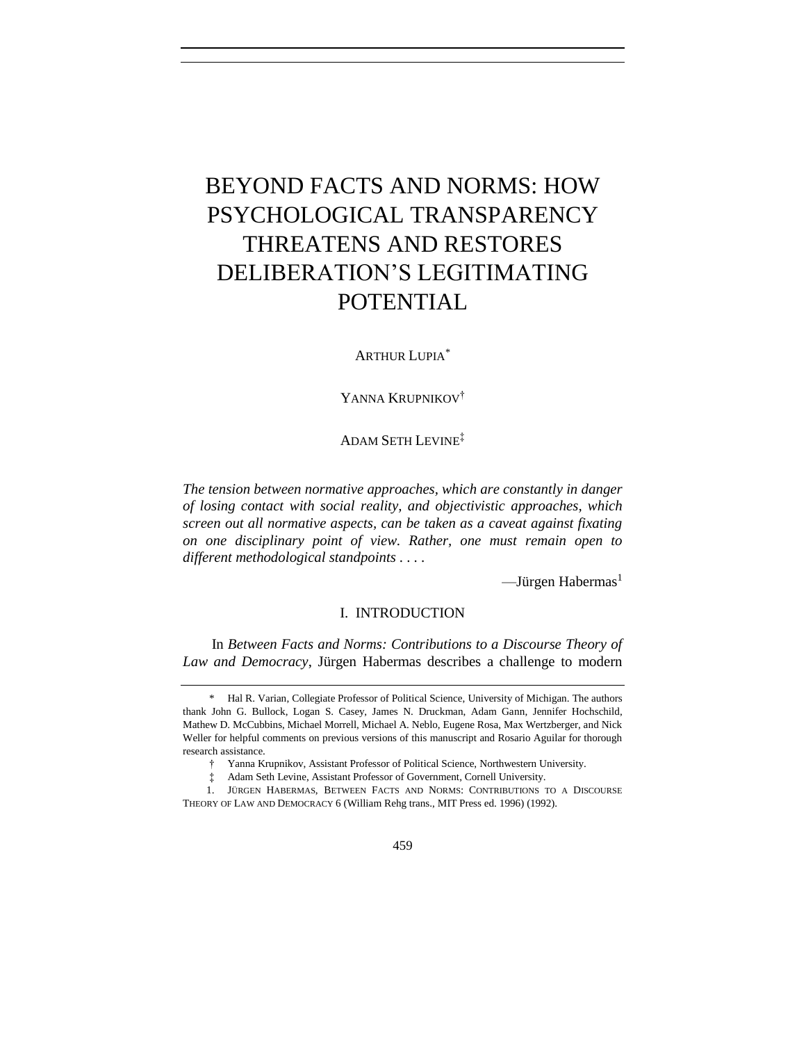# BEYOND FACTS AND NORMS: HOW PSYCHOLOGICAL TRANSPARENCY THREATENS AND RESTORES DELIBERATION'S LEGITIMATING POTENTIAL

ARTHUR LUPIA[*]

YANNA KRUPNIKOV[†]

ADAM SETH LEVINE[‡]

*The tension between normative approaches, which are constantly in danger of losing contact with social reality, and objectivistic approaches, which screen out all normative aspects, can be taken as a caveat against fixating on one disciplinary point of view. Rather, one must remain open to different methodological standpoints . . . .*

—Jürgen Habermas[1]

## I. INTRODUCTION

In *Between Facts and Norms: Contributions to a Discourse Theory of Law and Democracy*, Jürgen Habermas describes a challenge to modern

---

\* Hal R. Varian, Collegiate Professor of Political Science, University of Michigan. The authors thank John G. Bullock, Logan S. Casey, James N. Druckman, Adam Gann, Jennifer Hochschild, Mathew D. McCubbins, Michael Morrell, Michael A. Neblo, Eugene Rosa, Max Wertzberger, and Nick Weller for helpful comments on previous versions of this manuscript and Rosario Aguilar for thorough research assistance.

† Yanna Krupnikov, Assistant Professor of Political Science, Northwestern University.

‡ Adam Seth Levine, Assistant Professor of Government, Cornell University.

1. JÜRGEN HABERMAS, BETWEEN FACTS AND NORMS: CONTRIBUTIONS TO A DISCOURSE THEORY OF LAW AND DEMOCRACY 6 (William Rehg trans., MIT Press ed. 1996) (1992).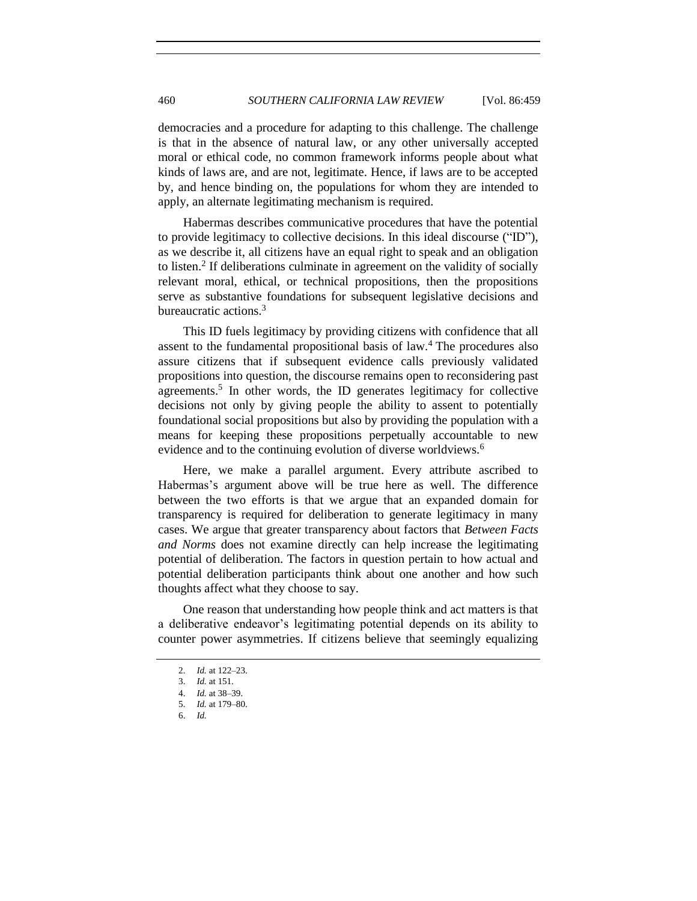democracies and a procedure for adapting to this challenge. The challenge is that in the absence of natural law, or any other universally accepted moral or ethical code, no common framework informs people about what kinds of laws are, and are not, legitimate. Hence, if laws are to be accepted by, and hence binding on, the populations for whom they are intended to apply, an alternate legitimating mechanism is required.

Habermas describes communicative procedures that have the potential to provide legitimacy to collective decisions. In this ideal discourse ("ID"), as we describe it, all citizens have an equal right to speak and an obligation to listen.[2] If deliberations culminate in agreement on the validity of socially relevant moral, ethical, or technical propositions, then the propositions serve as substantive foundations for subsequent legislative decisions and bureaucratic actions.[3]

This ID fuels legitimacy by providing citizens with confidence that all assent to the fundamental propositional basis of law.[4] The procedures also assure citizens that if subsequent evidence calls previously validated propositions into question, the discourse remains open to reconsidering past agreements.[5] In other words, the ID generates legitimacy for collective decisions not only by giving people the ability to assent to potentially foundational social propositions but also by providing the population with a means for keeping these propositions perpetually accountable to new evidence and to the continuing evolution of diverse worldviews.[6]

Here, we make a parallel argument. Every attribute ascribed to Habermas's argument above will be true here as well. The difference between the two efforts is that we argue that an expanded domain for transparency is required for deliberation to generate legitimacy in many cases. We argue that greater transparency about factors that *Between Facts and Norms* does not examine directly can help increase the legitimating potential of deliberation. The factors in question pertain to how actual and potential deliberation participants think about one another and how such thoughts affect what they choose to say.

One reason that understanding how people think and act matters is that a deliberative endeavor's legitimating potential depends on its ability to counter power asymmetries. If citizens believe that seemingly equalizing

2. *Id.* at 122–23.
3. *Id.* at 151.
4. *Id.* at 38–39.
5. *Id.* at 179–80.
6. *Id.*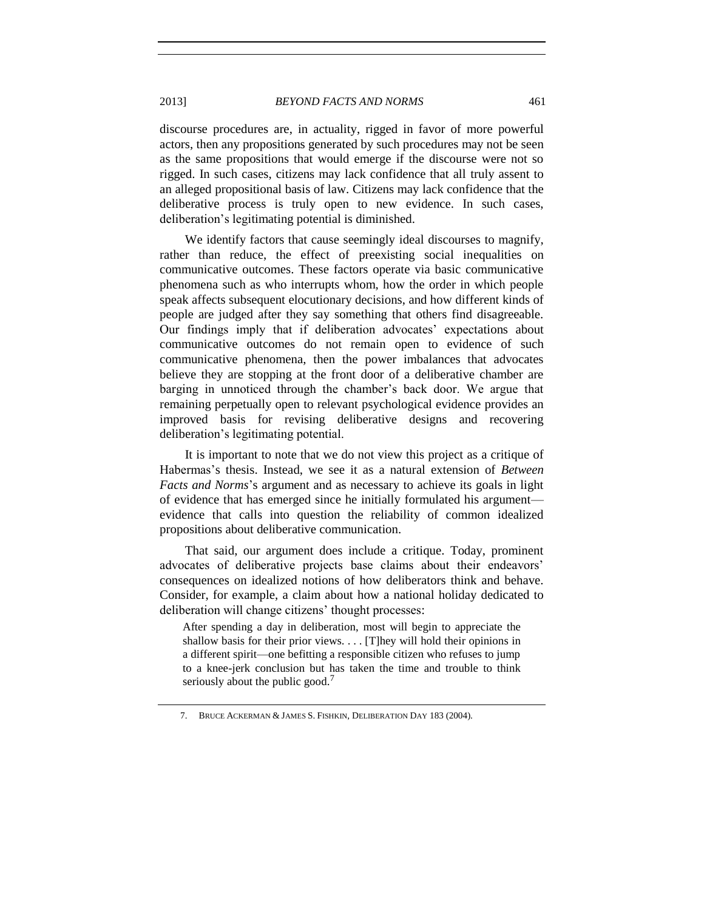discourse procedures are, in actuality, rigged in favor of more powerful actors, then any propositions generated by such procedures may not be seen as the same propositions that would emerge if the discourse were not so rigged. In such cases, citizens may lack confidence that all truly assent to an alleged propositional basis of law. Citizens may lack confidence that the deliberative process is truly open to new evidence. In such cases, deliberation's legitimating potential is diminished.

We identify factors that cause seemingly ideal discourses to magnify, rather than reduce, the effect of preexisting social inequalities on communicative outcomes. These factors operate via basic communicative phenomena such as who interrupts whom, how the order in which people speak affects subsequent elocutionary decisions, and how different kinds of people are judged after they say something that others find disagreeable. Our findings imply that if deliberation advocates' expectations about communicative outcomes do not remain open to evidence of such communicative phenomena, then the power imbalances that advocates believe they are stopping at the front door of a deliberative chamber are barging in unnoticed through the chamber's back door. We argue that remaining perpetually open to relevant psychological evidence provides an improved basis for revising deliberative designs and recovering deliberation's legitimating potential.

It is important to note that we do not view this project as a critique of Habermas's thesis. Instead, we see it as a natural extension of *Between Facts and Norms*'s argument and as necessary to achieve its goals in light of evidence that has emerged since he initially formulated his argument—evidence that calls into question the reliability of common idealized propositions about deliberative communication.

That said, our argument does include a critique. Today, prominent advocates of deliberative projects base claims about their endeavors' consequences on idealized notions of how deliberators think and behave. Consider, for example, a claim about how a national holiday dedicated to deliberation will change citizens' thought processes:

> After spending a day in deliberation, most will begin to appreciate the shallow basis for their prior views. . . . [T]hey will hold their opinions in a different spirit—one befitting a responsible citizen who refuses to jump to a knee-jerk conclusion but has taken the time and trouble to think seriously about the public good.[7]

7. BRUCE ACKERMAN & JAMES S. FISHKIN, DELIBERATION DAY 183 (2004).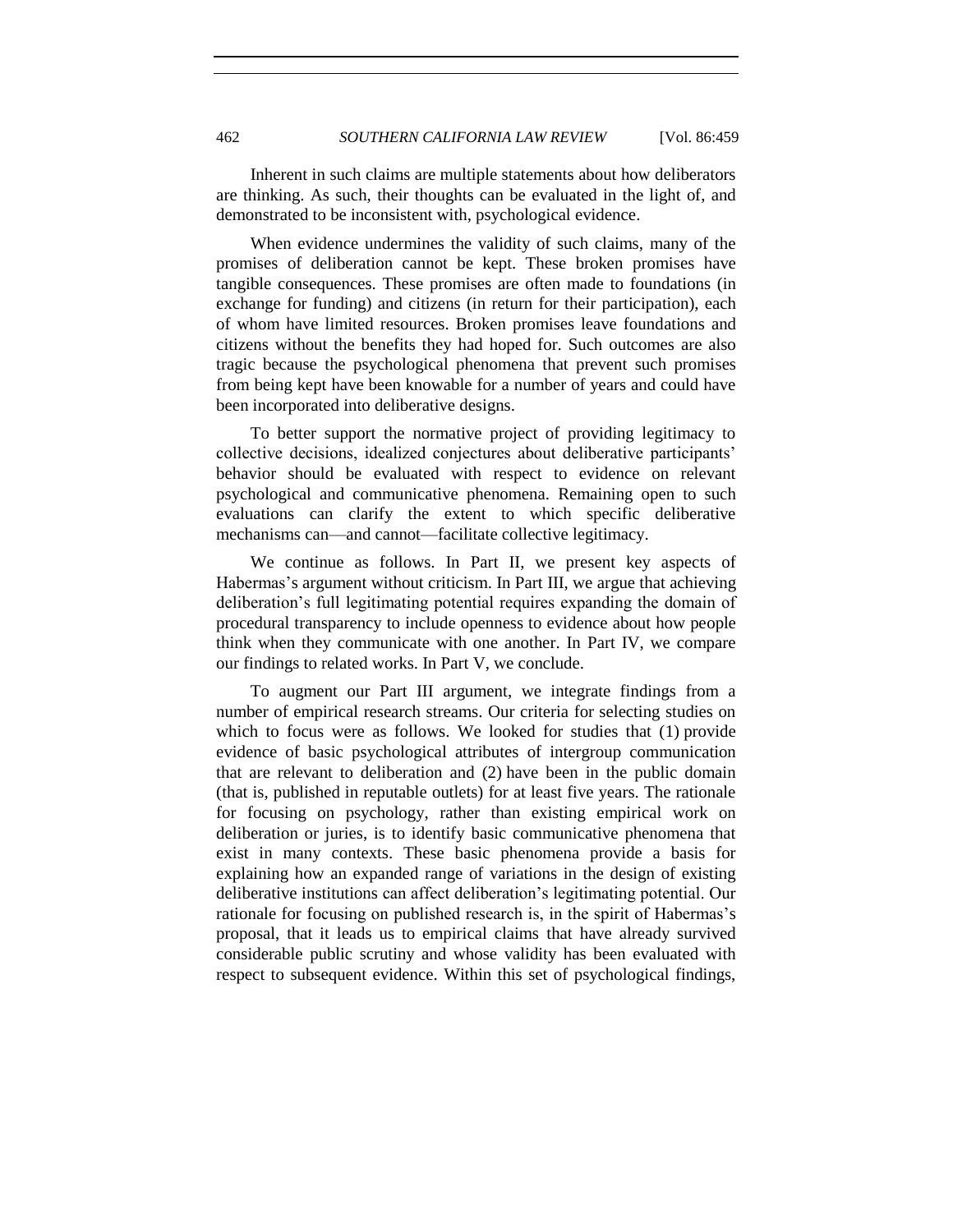Inherent in such claims are multiple statements about how deliberators are thinking. As such, their thoughts can be evaluated in the light of, and demonstrated to be inconsistent with, psychological evidence.

When evidence undermines the validity of such claims, many of the promises of deliberation cannot be kept. These broken promises have tangible consequences. These promises are often made to foundations (in exchange for funding) and citizens (in return for their participation), each of whom have limited resources. Broken promises leave foundations and citizens without the benefits they had hoped for. Such outcomes are also tragic because the psychological phenomena that prevent such promises from being kept have been knowable for a number of years and could have been incorporated into deliberative designs.

To better support the normative project of providing legitimacy to collective decisions, idealized conjectures about deliberative participants' behavior should be evaluated with respect to evidence on relevant psychological and communicative phenomena. Remaining open to such evaluations can clarify the extent to which specific deliberative mechanisms can—and cannot—facilitate collective legitimacy.

We continue as follows. In Part II, we present key aspects of Habermas's argument without criticism. In Part III, we argue that achieving deliberation's full legitimating potential requires expanding the domain of procedural transparency to include openness to evidence about how people think when they communicate with one another. In Part IV, we compare our findings to related works. In Part V, we conclude.

To augment our Part III argument, we integrate findings from a number of empirical research streams. Our criteria for selecting studies on which to focus were as follows. We looked for studies that (1) provide evidence of basic psychological attributes of intergroup communication that are relevant to deliberation and (2) have been in the public domain (that is, published in reputable outlets) for at least five years. The rationale for focusing on psychology, rather than existing empirical work on deliberation or juries, is to identify basic communicative phenomena that exist in many contexts. These basic phenomena provide a basis for explaining how an expanded range of variations in the design of existing deliberative institutions can affect deliberation's legitimating potential. Our rationale for focusing on published research is, in the spirit of Habermas's proposal, that it leads us to empirical claims that have already survived considerable public scrutiny and whose validity has been evaluated with respect to subsequent evidence. Within this set of psychological findings,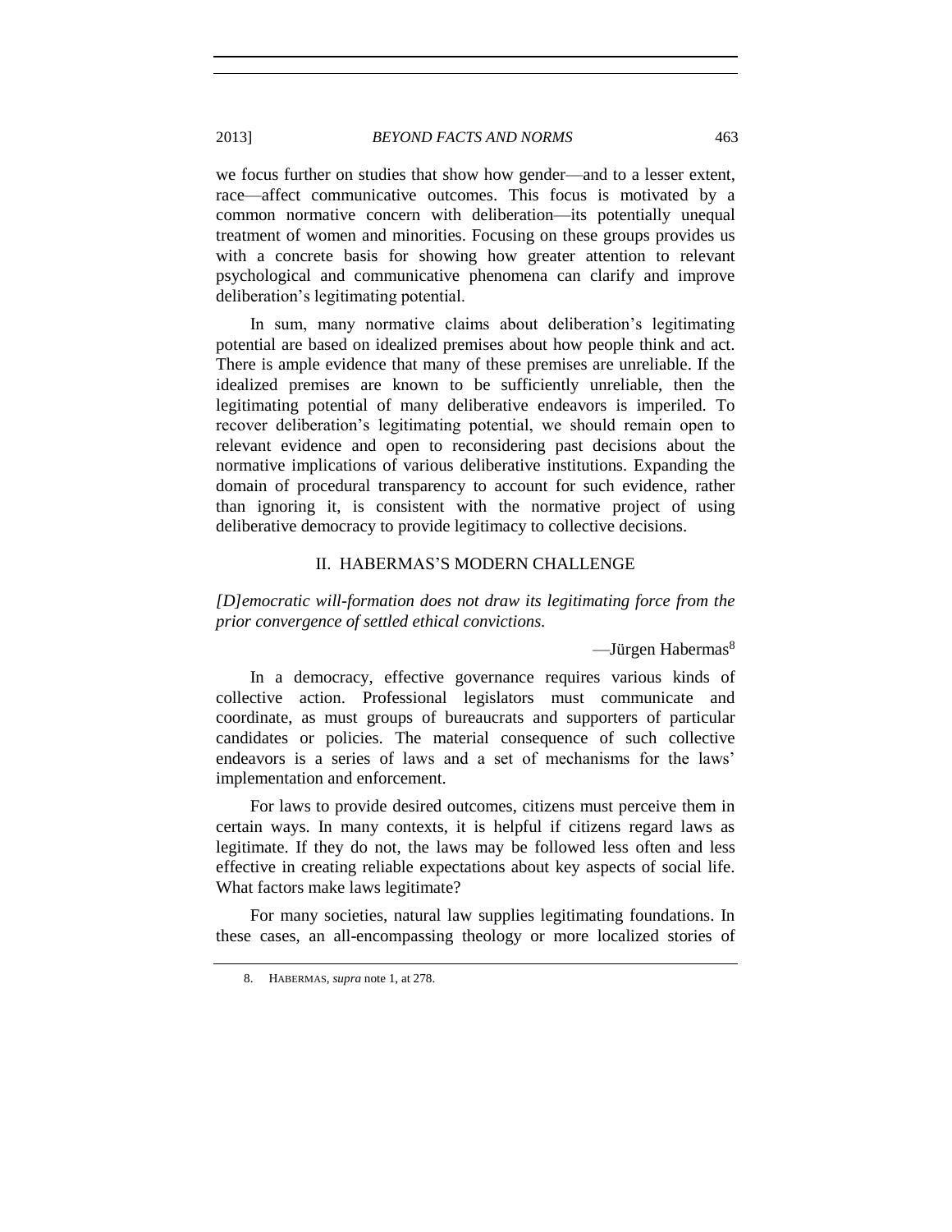we focus further on studies that show how gender—and to a lesser extent, race—affect communicative outcomes. This focus is motivated by a common normative concern with deliberation—its potentially unequal treatment of women and minorities. Focusing on these groups provides us with a concrete basis for showing how greater attention to relevant psychological and communicative phenomena can clarify and improve deliberation's legitimating potential.

In sum, many normative claims about deliberation's legitimating potential are based on idealized premises about how people think and act. There is ample evidence that many of these premises are unreliable. If the idealized premises are known to be sufficiently unreliable, then the legitimating potential of many deliberative endeavors is imperiled. To recover deliberation's legitimating potential, we should remain open to relevant evidence and open to reconsidering past decisions about the normative implications of various deliberative institutions. Expanding the domain of procedural transparency to account for such evidence, rather than ignoring it, is consistent with the normative project of using deliberative democracy to provide legitimacy to collective decisions.

## II. HABERMAS'S MODERN CHALLENGE

*[D]emocratic will-formation does not draw its legitimating force from the prior convergence of settled ethical convictions.*

—Jürgen Habermas[8]

In a democracy, effective governance requires various kinds of collective action. Professional legislators must communicate and coordinate, as must groups of bureaucrats and supporters of particular candidates or policies. The material consequence of such collective endeavors is a series of laws and a set of mechanisms for the laws' implementation and enforcement.

For laws to provide desired outcomes, citizens must perceive them in certain ways. In many contexts, it is helpful if citizens regard laws as legitimate. If they do not, the laws may be followed less often and less effective in creating reliable expectations about key aspects of social life. What factors make laws legitimate?

For many societies, natural law supplies legitimating foundations. In these cases, an all-encompassing theology or more localized stories of

8. HABERMAS, *supra* note 1, at 278.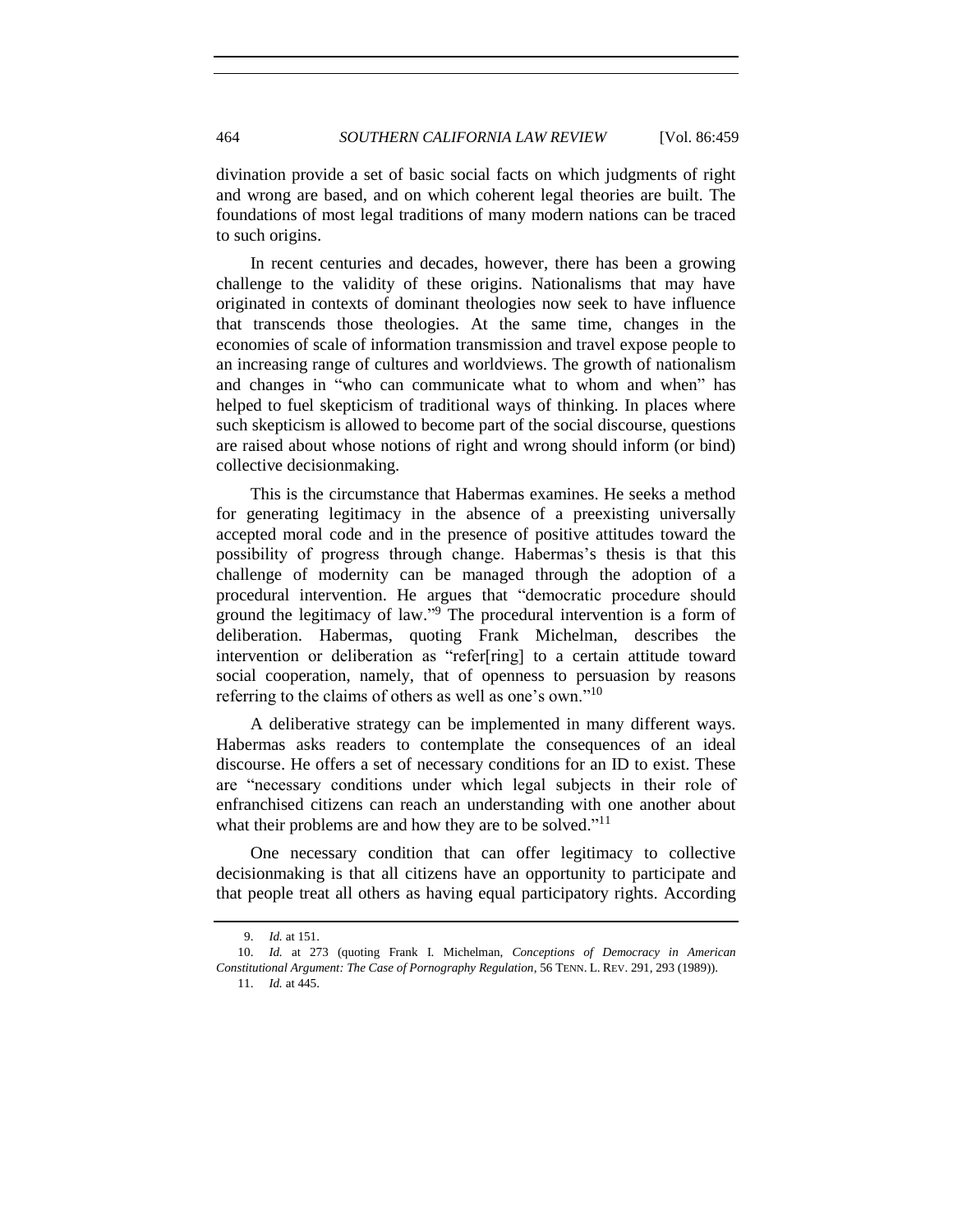divination provide a set of basic social facts on which judgments of right and wrong are based, and on which coherent legal theories are built. The foundations of most legal traditions of many modern nations can be traced to such origins.

In recent centuries and decades, however, there has been a growing challenge to the validity of these origins. Nationalisms that may have originated in contexts of dominant theologies now seek to have influence that transcends those theologies. At the same time, changes in the economies of scale of information transmission and travel expose people to an increasing range of cultures and worldviews. The growth of nationalism and changes in "who can communicate what to whom and when" has helped to fuel skepticism of traditional ways of thinking. In places where such skepticism is allowed to become part of the social discourse, questions are raised about whose notions of right and wrong should inform (or bind) collective decisionmaking.

This is the circumstance that Habermas examines. He seeks a method for generating legitimacy in the absence of a preexisting universally accepted moral code and in the presence of positive attitudes toward the possibility of progress through change. Habermas's thesis is that this challenge of modernity can be managed through the adoption of a procedural intervention. He argues that "democratic procedure should ground the legitimacy of law."[9] The procedural intervention is a form of deliberation. Habermas, quoting Frank Michelman, describes the intervention or deliberation as "refer[ring] to a certain attitude toward social cooperation, namely, that of openness to persuasion by reasons referring to the claims of others as well as one's own."[10]

A deliberative strategy can be implemented in many different ways. Habermas asks readers to contemplate the consequences of an ideal discourse. He offers a set of necessary conditions for an ID to exist. These are "necessary conditions under which legal subjects in their role of enfranchised citizens can reach an understanding with one another about what their problems are and how they are to be solved."[11]

One necessary condition that can offer legitimacy to collective decisionmaking is that all citizens have an opportunity to participate and that people treat all others as having equal participatory rights. According

9. *Id.* at 151.

10. *Id.* at 273 (quoting Frank I. Michelman, *Conceptions of Democracy in American Constitutional Argument: The Case of Pornography Regulation*, 56 TENN. L. REV. 291, 293 (1989)).

11. *Id.* at 445.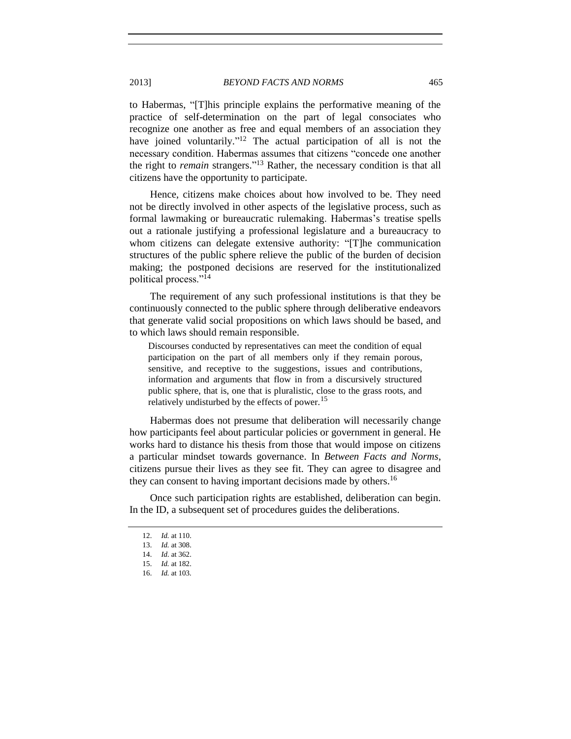to Habermas, "[T]his principle explains the performative meaning of the practice of self-determination on the part of legal consociates who recognize one another as free and equal members of an association they have joined voluntarily."[12] The actual participation of all is not the necessary condition. Habermas assumes that citizens "concede one another the right to *remain* strangers."[13] Rather, the necessary condition is that all citizens have the opportunity to participate.

Hence, citizens make choices about how involved to be. They need not be directly involved in other aspects of the legislative process, such as formal lawmaking or bureaucratic rulemaking. Habermas's treatise spells out a rationale justifying a professional legislature and a bureaucracy to whom citizens can delegate extensive authority: "[T]he communication structures of the public sphere relieve the public of the burden of decision making; the postponed decisions are reserved for the institutionalized political process."[14]

The requirement of any such professional institutions is that they be continuously connected to the public sphere through deliberative endeavors that generate valid social propositions on which laws should be based, and to which laws should remain responsible.

> Discourses conducted by representatives can meet the condition of equal participation on the part of all members only if they remain porous, sensitive, and receptive to the suggestions, issues and contributions, information and arguments that flow in from a discursively structured public sphere, that is, one that is pluralistic, close to the grass roots, and relatively undisturbed by the effects of power.[15]

Habermas does not presume that deliberation will necessarily change how participants feel about particular policies or government in general. He works hard to distance his thesis from those that would impose on citizens a particular mindset towards governance. In *Between Facts and Norms*, citizens pursue their lives as they see fit. They can agree to disagree and they can consent to having important decisions made by others.[16]

Once such participation rights are established, deliberation can begin. In the ID, a subsequent set of procedures guides the deliberations.

---

12. *Id.* at 110.
13. *Id.* at 308.
14. *Id.* at 362.
15. *Id.* at 182.
16. *Id.* at 103.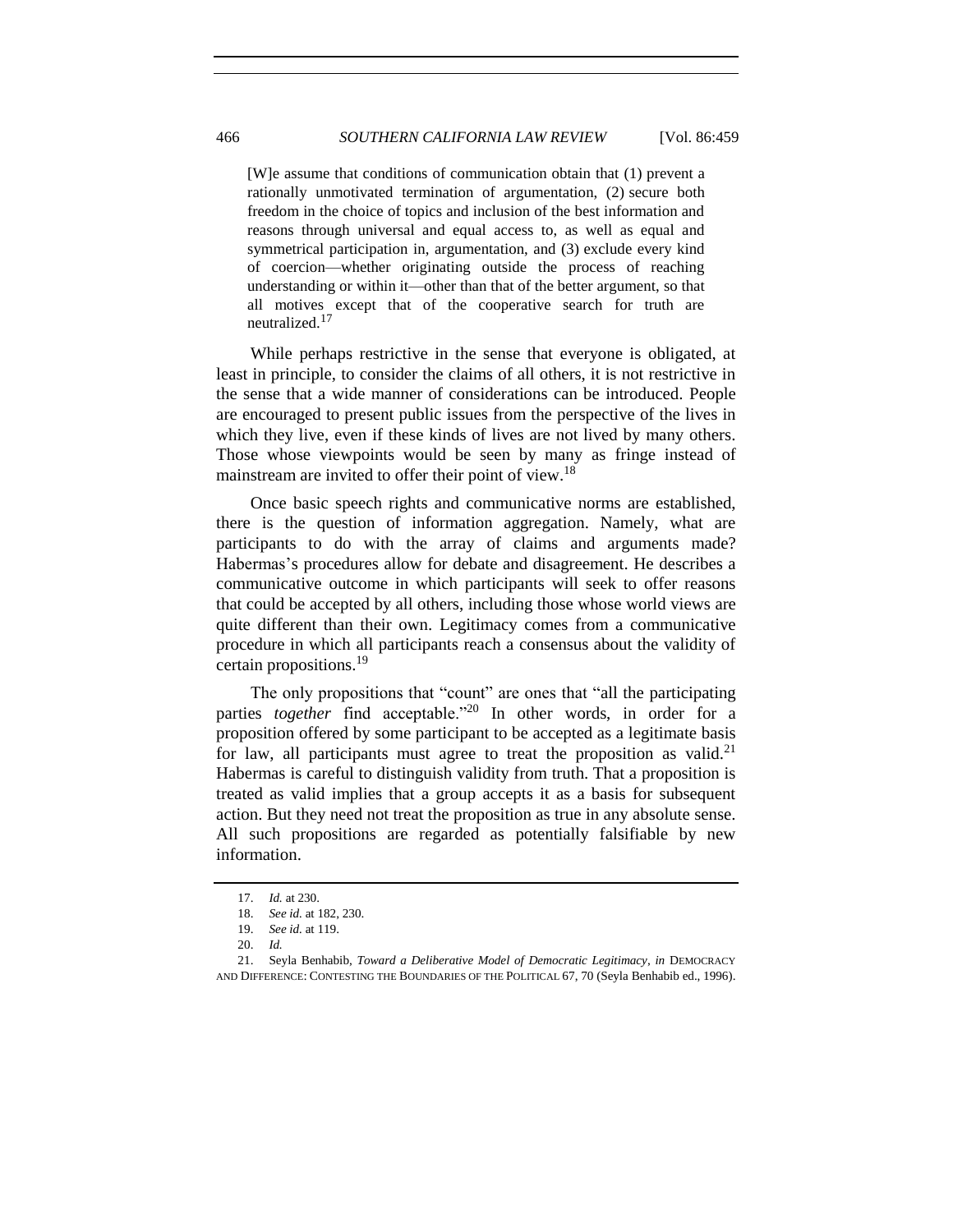> [W]e assume that conditions of communication obtain that (1) prevent a rationally unmotivated termination of argumentation, (2) secure both freedom in the choice of topics and inclusion of the best information and reasons through universal and equal access to, as well as equal and symmetrical participation in, argumentation, and (3) exclude every kind of coercion—whether originating outside the process of reaching understanding or within it—other than that of the better argument, so that all motives except that of the cooperative search for truth are neutralized.[17]

While perhaps restrictive in the sense that everyone is obligated, at least in principle, to consider the claims of all others, it is not restrictive in the sense that a wide manner of considerations can be introduced. People are encouraged to present public issues from the perspective of the lives in which they live, even if these kinds of lives are not lived by many others. Those whose viewpoints would be seen by many as fringe instead of mainstream are invited to offer their point of view.[18]

Once basic speech rights and communicative norms are established, there is the question of information aggregation. Namely, what are participants to do with the array of claims and arguments made? Habermas's procedures allow for debate and disagreement. He describes a communicative outcome in which participants will seek to offer reasons that could be accepted by all others, including those whose world views are quite different than their own. Legitimacy comes from a communicative procedure in which all participants reach a consensus about the validity of certain propositions.[19]

The only propositions that "count" are ones that "all the participating parties *together* find acceptable."[20] In other words, in order for a proposition offered by some participant to be accepted as a legitimate basis for law, all participants must agree to treat the proposition as valid.[21] Habermas is careful to distinguish validity from truth. That a proposition is treated as valid implies that a group accepts it as a basis for subsequent action. But they need not treat the proposition as true in any absolute sense. All such propositions are regarded as potentially falsifiable by new information.

---

17. *Id.* at 230.

18. *See id.* at 182, 230.

19. *See id.* at 119.

20. *Id.*

21. Seyla Benhabib, *Toward a Deliberative Model of Democratic Legitimacy*, *in* DEMOCRACY AND DIFFERENCE: CONTESTING THE BOUNDARIES OF THE POLITICAL 67, 70 (Seyla Benhabib ed., 1996).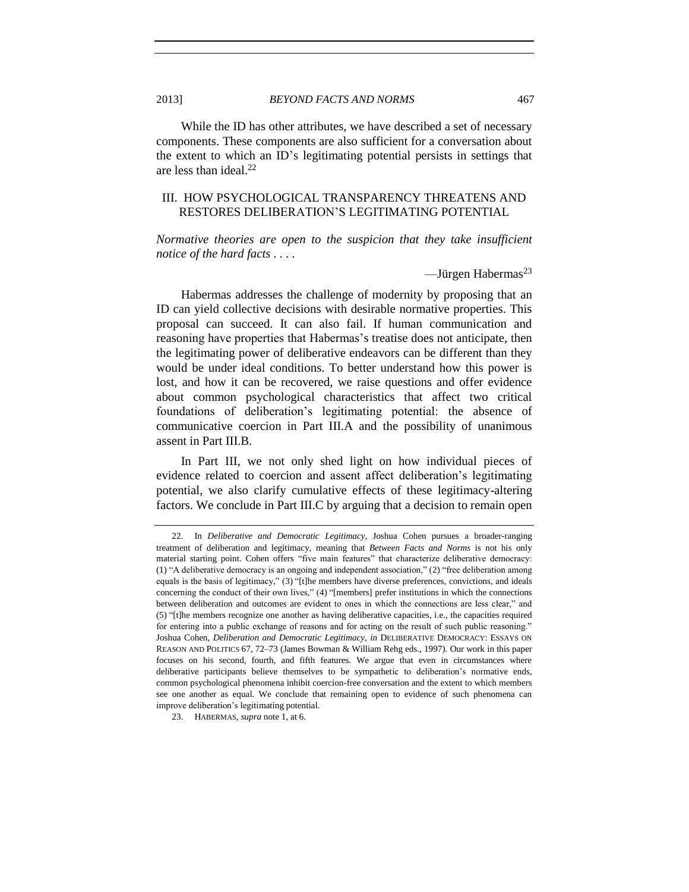While the ID has other attributes, we have described a set of necessary components. These components are also sufficient for a conversation about the extent to which an ID's legitimating potential persists in settings that are less than ideal.[22]

## III. HOW PSYCHOLOGICAL TRANSPARENCY THREATENS AND RESTORES DELIBERATION'S LEGITIMATING POTENTIAL

*Normative theories are open to the suspicion that they take insufficient notice of the hard facts . . . .*

—Jürgen Habermas[23]

Habermas addresses the challenge of modernity by proposing that an ID can yield collective decisions with desirable normative properties. This proposal can succeed. It can also fail. If human communication and reasoning have properties that Habermas's treatise does not anticipate, then the legitimating power of deliberative endeavors can be different than they would be under ideal conditions. To better understand how this power is lost, and how it can be recovered, we raise questions and offer evidence about common psychological characteristics that affect two critical foundations of deliberation's legitimating potential: the absence of communicative coercion in Part III.A and the possibility of unanimous assent in Part III.B.

In Part III, we not only shed light on how individual pieces of evidence related to coercion and assent affect deliberation's legitimating potential, we also clarify cumulative effects of these legitimacy-altering factors. We conclude in Part III.C by arguing that a decision to remain open

---

22. In *Deliberative and Democratic Legitimacy*, Joshua Cohen pursues a broader-ranging treatment of deliberation and legitimacy, meaning that *Between Facts and Norms* is not his only material starting point. Cohen offers "five main features" that characterize deliberative democracy: (1) "A deliberative democracy is an ongoing and independent association," (2) "free deliberation among equals is the basis of legitimacy," (3) "[t]he members have diverse preferences, convictions, and ideals concerning the conduct of their own lives," (4) "[members] prefer institutions in which the connections between deliberation and outcomes are evident to ones in which the connections are less clear," and (5) "[t]he members recognize one another as having deliberative capacities, i.e., the capacities required for entering into a public exchange of reasons and for acting on the result of such public reasoning." Joshua Cohen, *Deliberation and Democratic Legitimacy*, *in* DELIBERATIVE DEMOCRACY: ESSAYS ON REASON AND POLITICS 67, 72–73 (James Bowman & William Rehg eds., 1997). Our work in this paper focuses on his second, fourth, and fifth features. We argue that even in circumstances where deliberative participants believe themselves to be sympathetic to deliberation's normative ends, common psychological phenomena inhibit coercion-free conversation and the extent to which members see one another as equal. We conclude that remaining open to evidence of such phenomena can improve deliberation's legitimating potential.

23. HABERMAS, *supra* note 1, at 6.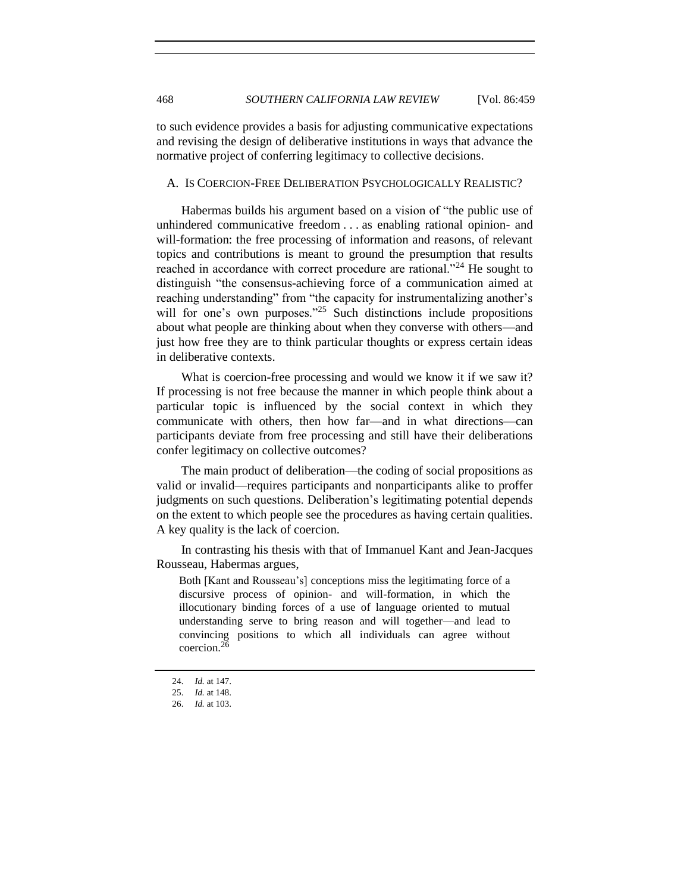to such evidence provides a basis for adjusting communicative expectations and revising the design of deliberative institutions in ways that advance the normative project of conferring legitimacy to collective decisions.

## A. IS COERCION-FREE DELIBERATION PSYCHOLOGICALLY REALISTIC?

Habermas builds his argument based on a vision of "the public use of unhindered communicative freedom . . . as enabling rational opinion- and will-formation: the free processing of information and reasons, of relevant topics and contributions is meant to ground the presumption that results reached in accordance with correct procedure are rational."[24] He sought to distinguish "the consensus-achieving force of a communication aimed at reaching understanding" from "the capacity for instrumentalizing another's will for one's own purposes."[25] Such distinctions include propositions about what people are thinking about when they converse with others—and just how free they are to think particular thoughts or express certain ideas in deliberative contexts.

What is coercion-free processing and would we know it if we saw it? If processing is not free because the manner in which people think about a particular topic is influenced by the social context in which they communicate with others, then how far—and in what directions—can participants deviate from free processing and still have their deliberations confer legitimacy on collective outcomes?

The main product of deliberation—the coding of social propositions as valid or invalid—requires participants and nonparticipants alike to proffer judgments on such questions. Deliberation's legitimating potential depends on the extent to which people see the procedures as having certain qualities. A key quality is the lack of coercion.

In contrasting his thesis with that of Immanuel Kant and Jean-Jacques Rousseau, Habermas argues,

> Both [Kant and Rousseau's] conceptions miss the legitimating force of a discursive process of opinion- and will-formation, in which the illocutionary binding forces of a use of language oriented to mutual understanding serve to bring reason and will together—and lead to convincing positions to which all individuals can agree without coercion.[26]

---

24. *Id.* at 147.
25. *Id.* at 148.
26. *Id.* at 103.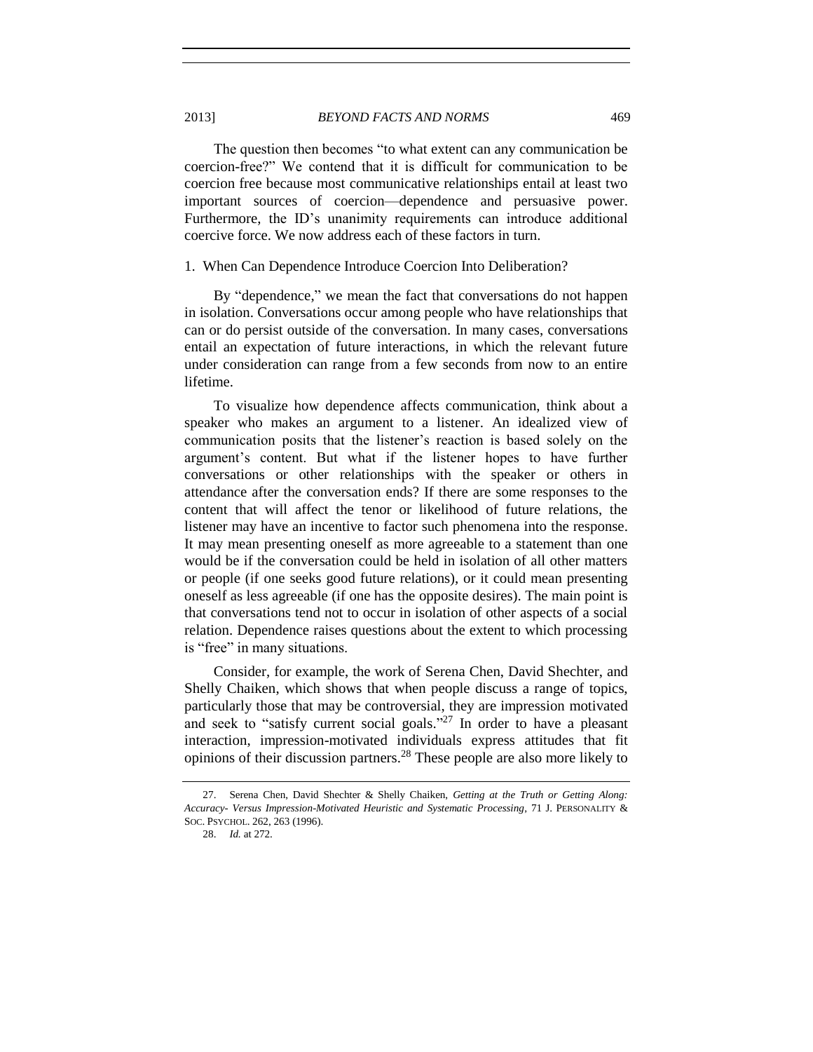The question then becomes "to what extent can any communication be coercion-free?" We contend that it is difficult for communication to be coercion free because most communicative relationships entail at least two important sources of coercion—dependence and persuasive power. Furthermore, the ID's unanimity requirements can introduce additional coercive force. We now address each of these factors in turn.

### 1. When Can Dependence Introduce Coercion Into Deliberation?

By "dependence," we mean the fact that conversations do not happen in isolation. Conversations occur among people who have relationships that can or do persist outside of the conversation. In many cases, conversations entail an expectation of future interactions, in which the relevant future under consideration can range from a few seconds from now to an entire lifetime.

To visualize how dependence affects communication, think about a speaker who makes an argument to a listener. An idealized view of communication posits that the listener's reaction is based solely on the argument's content. But what if the listener hopes to have further conversations or other relationships with the speaker or others in attendance after the conversation ends? If there are some responses to the content that will affect the tenor or likelihood of future relations, the listener may have an incentive to factor such phenomena into the response. It may mean presenting oneself as more agreeable to a statement than one would be if the conversation could be held in isolation of all other matters or people (if one seeks good future relations), or it could mean presenting oneself as less agreeable (if one has the opposite desires). The main point is that conversations tend not to occur in isolation of other aspects of a social relation. Dependence raises questions about the extent to which processing is "free" in many situations.

Consider, for example, the work of Serena Chen, David Shechter, and Shelly Chaiken, which shows that when people discuss a range of topics, particularly those that may be controversial, they are impression motivated and seek to "satisfy current social goals."[27] In order to have a pleasant interaction, impression-motivated individuals express attitudes that fit opinions of their discussion partners.[28] These people are also more likely to

---

27. Serena Chen, David Shechter & Shelly Chaiken, *Getting at the Truth or Getting Along: Accuracy- Versus Impression-Motivated Heuristic and Systematic Processing*, 71 J. PERSONALITY & SOC. PSYCHOL. 262, 263 (1996).

28. *Id.* at 272.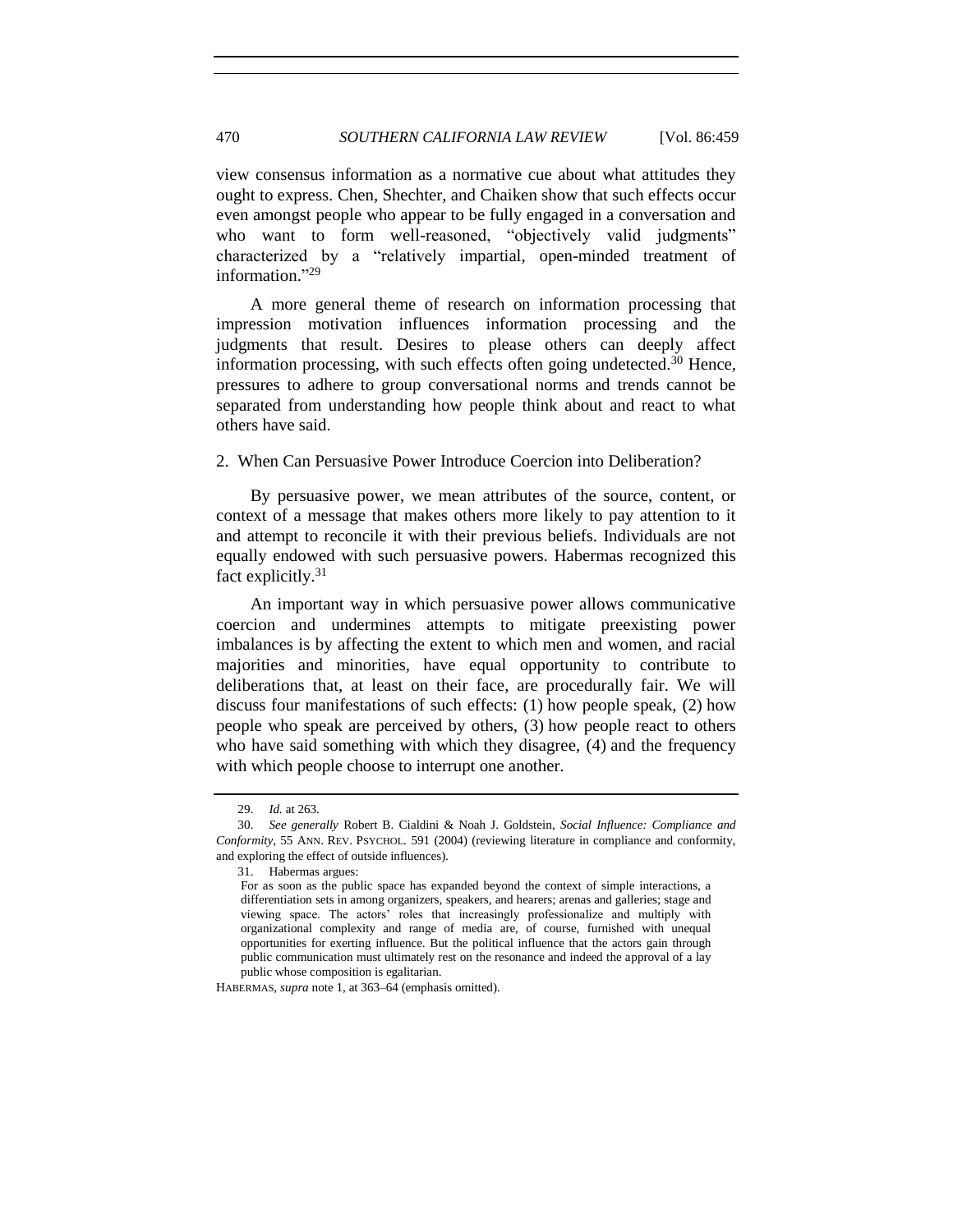view consensus information as a normative cue about what attitudes they ought to express. Chen, Shechter, and Chaiken show that such effects occur even amongst people who appear to be fully engaged in a conversation and who want to form well-reasoned, "objectively valid judgments" characterized by a "relatively impartial, open-minded treatment of information."[29]

A more general theme of research on information processing that impression motivation influences information processing and the judgments that result. Desires to please others can deeply affect information processing, with such effects often going undetected.[30] Hence, pressures to adhere to group conversational norms and trends cannot be separated from understanding how people think about and react to what others have said.

### 2. When Can Persuasive Power Introduce Coercion into Deliberation?

By persuasive power, we mean attributes of the source, content, or context of a message that makes others more likely to pay attention to it and attempt to reconcile it with their previous beliefs. Individuals are not equally endowed with such persuasive powers. Habermas recognized this fact explicitly.[31]

An important way in which persuasive power allows communicative coercion and undermines attempts to mitigate preexisting power imbalances is by affecting the extent to which men and women, and racial majorities and minorities, have equal opportunity to contribute to deliberations that, at least on their face, are procedurally fair. We will discuss four manifestations of such effects: (1) how people speak, (2) how people who speak are perceived by others, (3) how people react to others who have said something with which they disagree, (4) and the frequency with which people choose to interrupt one another.

---

29. *Id.* at 263.

30. *See generally* Robert B. Cialdini & Noah J. Goldstein, *Social Influence: Compliance and Conformity*, 55 ANN. REV. PSYCHOL. 591 (2004) (reviewing literature in compliance and conformity, and exploring the effect of outside influences).

31. Habermas argues:

> For as soon as the public space has expanded beyond the context of simple interactions, a differentiation sets in among organizers, speakers, and hearers; arenas and galleries; stage and viewing space. The actors' roles that increasingly professionalize and multiply with organizational complexity and range of media are, of course, furnished with unequal opportunities for exerting influence. But the political influence that the actors gain through public communication must ultimately rest on the resonance and indeed the approval of a lay public whose composition is egalitarian.

HABERMAS, *supra* note 1, at 363–64 (emphasis omitted).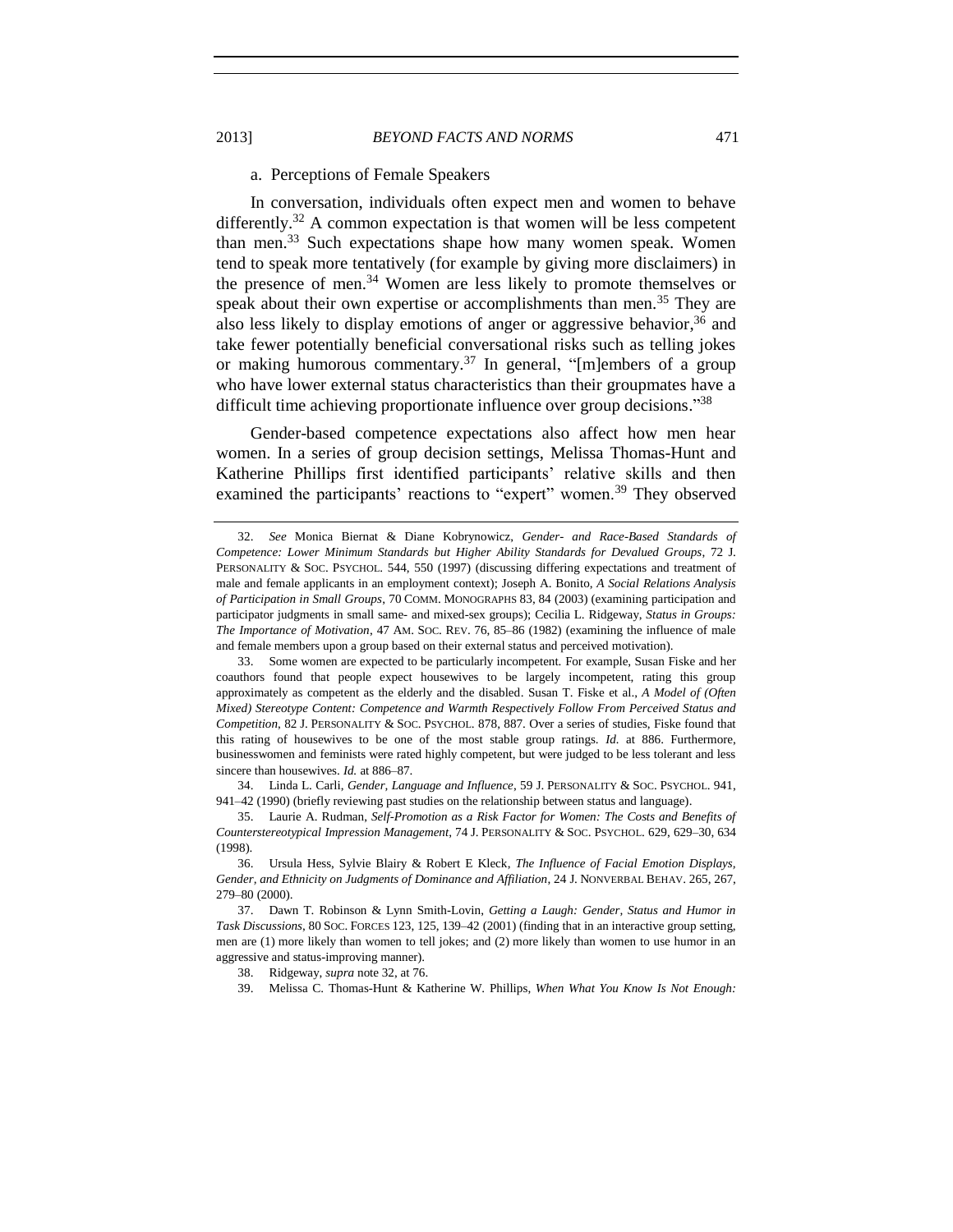### a. Perceptions of Female Speakers

In conversation, individuals often expect men and women to behave differently.[32] A common expectation is that women will be less competent than men.[33] Such expectations shape how many women speak. Women tend to speak more tentatively (for example by giving more disclaimers) in the presence of men.[34] Women are less likely to promote themselves or speak about their own expertise or accomplishments than men.[35] They are also less likely to display emotions of anger or aggressive behavior,[36] and take fewer potentially beneficial conversational risks such as telling jokes or making humorous commentary.[37] In general, "[m]embers of a group who have lower external status characteristics than their groupmates have a difficult time achieving proportionate influence over group decisions."[38]

Gender-based competence expectations also affect how men hear women. In a series of group decision settings, Melissa Thomas-Hunt and Katherine Phillips first identified participants' relative skills and then examined the participants' reactions to "expert" women.[39] They observed

---

32. *See* Monica Biernat & Diane Kobrynowicz, *Gender- and Race-Based Standards of Competence: Lower Minimum Standards but Higher Ability Standards for Devalued Groups*, 72 J. PERSONALITY & SOC. PSYCHOL. 544, 550 (1997) (discussing differing expectations and treatment of male and female applicants in an employment context); Joseph A. Bonito, *A Social Relations Analysis of Participation in Small Groups*, 70 COMM. MONOGRAPHS 83, 84 (2003) (examining participation and participator judgments in small same- and mixed-sex groups); Cecilia L. Ridgeway, *Status in Groups: The Importance of Motivation*, 47 AM. SOC. REV. 76, 85–86 (1982) (examining the influence of male and female members upon a group based on their external status and perceived motivation).

33. Some women are expected to be particularly incompetent. For example, Susan Fiske and her coauthors found that people expect housewives to be largely incompetent, rating this group approximately as competent as the elderly and the disabled. Susan T. Fiske et al., *A Model of (Often Mixed) Stereotype Content: Competence and Warmth Respectively Follow From Perceived Status and Competition*, 82 J. PERSONALITY & SOC. PSYCHOL. 878, 887. Over a series of studies, Fiske found that this rating of housewives to be one of the most stable group ratings. *Id.* at 886. Furthermore, businesswomen and feminists were rated highly competent, but were judged to be less tolerant and less sincere than housewives. *Id.* at 886–87.

34. Linda L. Carli, *Gender, Language and Influence*, 59 J. PERSONALITY & SOC. PSYCHOL. 941, 941–42 (1990) (briefly reviewing past studies on the relationship between status and language).

35. Laurie A. Rudman, *Self-Promotion as a Risk Factor for Women: The Costs and Benefits of Counterstereotypical Impression Management*, 74 J. PERSONALITY & SOC. PSYCHOL. 629, 629–30, 634 (1998).

36. Ursula Hess, Sylvie Blairy & Robert E Kleck, *The Influence of Facial Emotion Displays, Gender, and Ethnicity on Judgments of Dominance and Affiliation*, 24 J. NONVERBAL BEHAV. 265, 267, 279–80 (2000).

37. Dawn T. Robinson & Lynn Smith-Lovin, *Getting a Laugh: Gender, Status and Humor in Task Discussions*, 80 SOC. FORCES 123, 125, 139–42 (2001) (finding that in an interactive group setting, men are (1) more likely than women to tell jokes; and (2) more likely than women to use humor in an aggressive and status-improving manner).

38. Ridgeway, *supra* note 32, at 76.

39. Melissa C. Thomas-Hunt & Katherine W. Phillips, *When What You Know Is Not Enough:*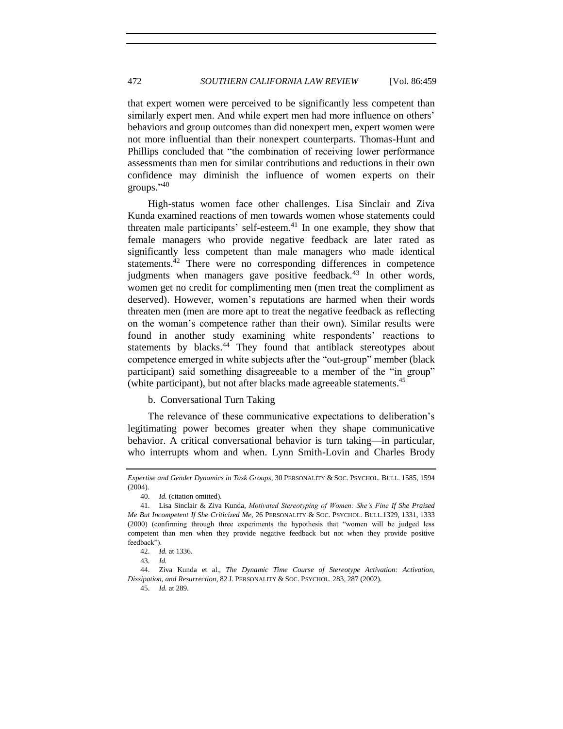that expert women were perceived to be significantly less competent than similarly expert men. And while expert men had more influence on others' behaviors and group outcomes than did nonexpert men, expert women were not more influential than their nonexpert counterparts. Thomas-Hunt and Phillips concluded that "the combination of receiving lower performance assessments than men for similar contributions and reductions in their own confidence may diminish the influence of women experts on their groups."[40]

High-status women face other challenges. Lisa Sinclair and Ziva Kunda examined reactions of men towards women whose statements could threaten male participants' self-esteem.[41] In one example, they show that female managers who provide negative feedback are later rated as significantly less competent than male managers who made identical statements.[42] There were no corresponding differences in competence judgments when managers gave positive feedback.[43] In other words, women get no credit for complimenting men (men treat the compliment as deserved). However, women's reputations are harmed when their words threaten men (men are more apt to treat the negative feedback as reflecting on the woman's competence rather than their own). Similar results were found in another study examining white respondents' reactions to statements by blacks.[44] They found that antiblack stereotypes about competence emerged in white subjects after the "out-group" member (black participant) said something disagreeable to a member of the "in group" (white participant), but not after blacks made agreeable statements.[45]

#### b. Conversational Turn Taking

The relevance of these communicative expectations to deliberation's legitimating power becomes greater when they shape communicative behavior. A critical conversational behavior is turn taking—in particular, who interrupts whom and when. Lynn Smith-Lovin and Charles Brody

---

*Expertise and Gender Dynamics in Task Groups*, 30 PERSONALITY & SOC. PSYCHOL. BULL. 1585, 1594 (2004).

40. *Id.* (citation omitted).

41. Lisa Sinclair & Ziva Kunda, *Motivated Stereotyping of Women: She's Fine If She Praised Me But Incompetent If She Criticized Me*, 26 PERSONALITY & SOC. PSYCHOL. BULL.1329, 1331, 1333 (2000) (confirming through three experiments the hypothesis that "women will be judged less competent than men when they provide negative feedback but not when they provide positive feedback").

42. *Id.* at 1336.

43. *Id.*

44. Ziva Kunda et al., *The Dynamic Time Course of Stereotype Activation: Activation, Dissipation, and Resurrection*, 82 J. PERSONALITY & SOC. PSYCHOL. 283, 287 (2002).

45. *Id.* at 289.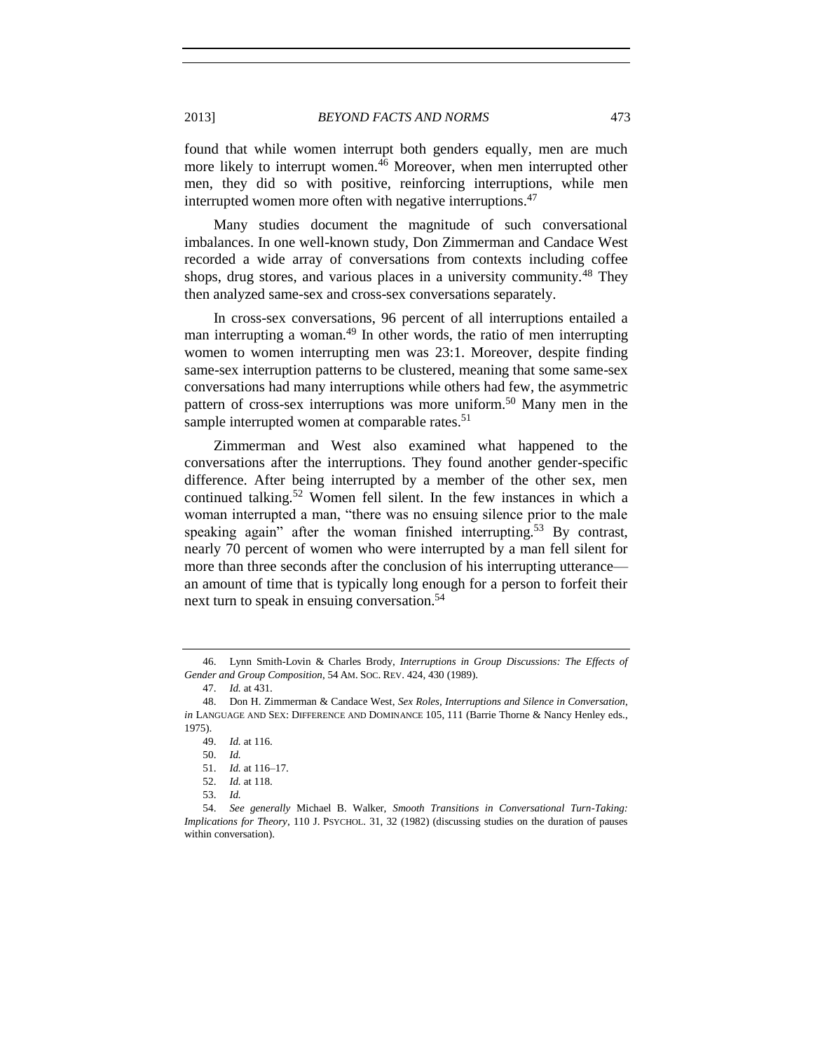found that while women interrupt both genders equally, men are much more likely to interrupt women.[46] Moreover, when men interrupted other men, they did so with positive, reinforcing interruptions, while men interrupted women more often with negative interruptions.[47]

Many studies document the magnitude of such conversational imbalances. In one well-known study, Don Zimmerman and Candace West recorded a wide array of conversations from contexts including coffee shops, drug stores, and various places in a university community.[48] They then analyzed same-sex and cross-sex conversations separately.

In cross-sex conversations, 96 percent of all interruptions entailed a man interrupting a woman.[49] In other words, the ratio of men interrupting women to women interrupting men was 23:1. Moreover, despite finding same-sex interruption patterns to be clustered, meaning that some same-sex conversations had many interruptions while others had few, the asymmetric pattern of cross-sex interruptions was more uniform.[50] Many men in the sample interrupted women at comparable rates.[51]

Zimmerman and West also examined what happened to the conversations after the interruptions. They found another gender-specific difference. After being interrupted by a member of the other sex, men continued talking.[52] Women fell silent. In the few instances in which a woman interrupted a man, "there was no ensuing silence prior to the male speaking again" after the woman finished interrupting.[53] By contrast, nearly 70 percent of women who were interrupted by a man fell silent for more than three seconds after the conclusion of his interrupting utterance—an amount of time that is typically long enough for a person to forfeit their next turn to speak in ensuing conversation.[54]

---

46. Lynn Smith-Lovin & Charles Brody, *Interruptions in Group Discussions: The Effects of Gender and Group Composition*, 54 AM. SOC. REV. 424, 430 (1989).

47. *Id.* at 431.

48. Don H. Zimmerman & Candace West, *Sex Roles, Interruptions and Silence in Conversation*, *in* LANGUAGE AND SEX: DIFFERENCE AND DOMINANCE 105, 111 (Barrie Thorne & Nancy Henley eds., 1975).

49. *Id.* at 116.

50. *Id.*

51. *Id.* at 116–17.

52. *Id.* at 118.

53. *Id.*

54. *See generally* Michael B. Walker, *Smooth Transitions in Conversational Turn-Taking: Implications for Theory*, 110 J. PSYCHOL. 31, 32 (1982) (discussing studies on the duration of pauses within conversation).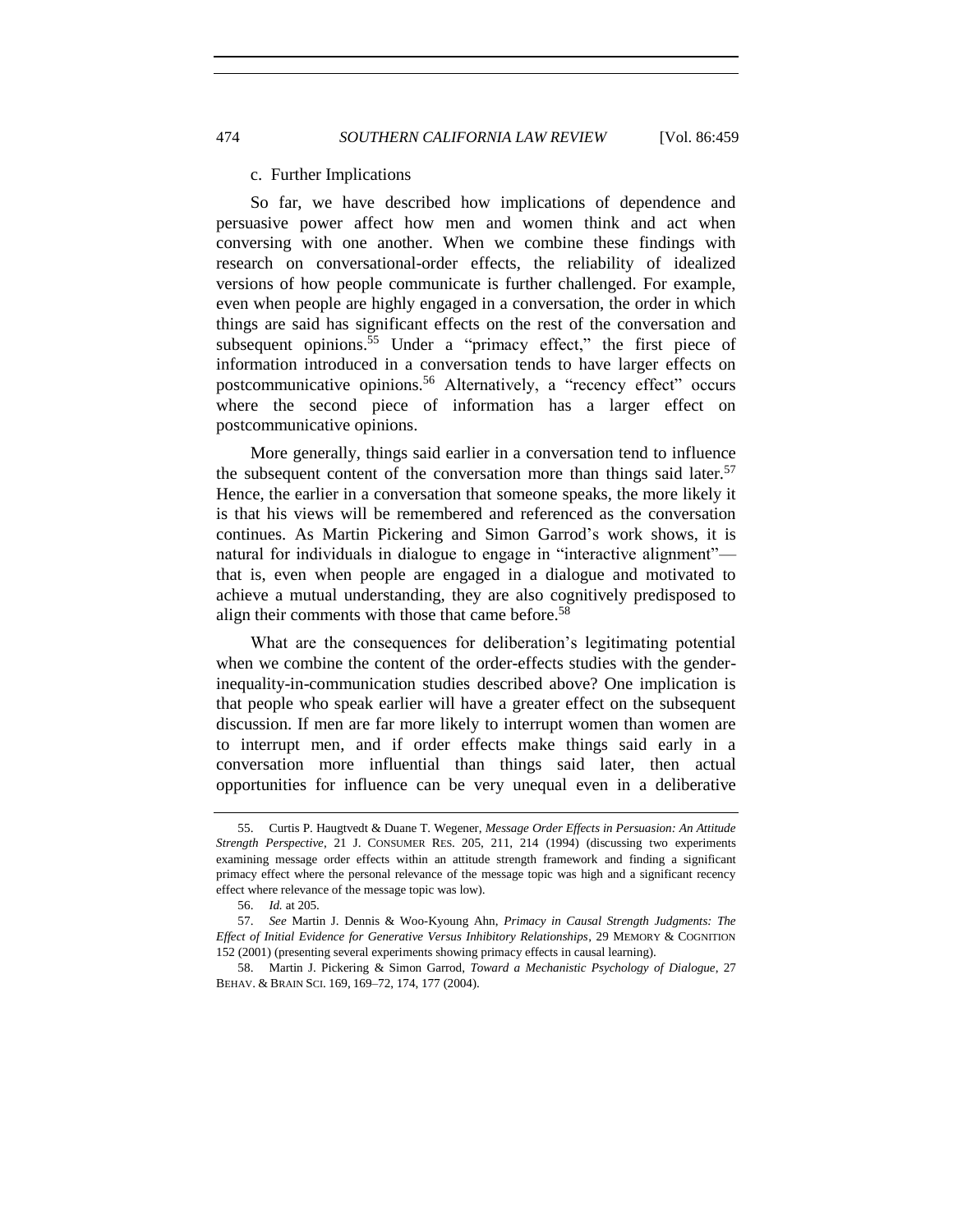c. Further Implications

So far, we have described how implications of dependence and persuasive power affect how men and women think and act when conversing with one another. When we combine these findings with research on conversational-order effects, the reliability of idealized versions of how people communicate is further challenged. For example, even when people are highly engaged in a conversation, the order in which things are said has significant effects on the rest of the conversation and subsequent opinions.[55] Under a "primacy effect," the first piece of information introduced in a conversation tends to have larger effects on postcommunicative opinions.[56] Alternatively, a "recency effect" occurs where the second piece of information has a larger effect on postcommunicative opinions.

More generally, things said earlier in a conversation tend to influence the subsequent content of the conversation more than things said later.[57] Hence, the earlier in a conversation that someone speaks, the more likely it is that his views will be remembered and referenced as the conversation continues. As Martin Pickering and Simon Garrod's work shows, it is natural for individuals in dialogue to engage in "interactive alignment"—that is, even when people are engaged in a dialogue and motivated to achieve a mutual understanding, they are also cognitively predisposed to align their comments with those that came before.[58]

What are the consequences for deliberation's legitimating potential when we combine the content of the order-effects studies with the gender-inequality-in-communication studies described above? One implication is that people who speak earlier will have a greater effect on the subsequent discussion. If men are far more likely to interrupt women than women are to interrupt men, and if order effects make things said early in a conversation more influential than things said later, then actual opportunities for influence can be very unequal even in a deliberative

---

55. Curtis P. Haugtvedt & Duane T. Wegener, *Message Order Effects in Persuasion: An Attitude Strength Perspective*, 21 J. CONSUMER RES. 205, 211, 214 (1994) (discussing two experiments examining message order effects within an attitude strength framework and finding a significant primacy effect where the personal relevance of the message topic was high and a significant recency effect where relevance of the message topic was low).

56. *Id.* at 205.

57. *See* Martin J. Dennis & Woo-Kyoung Ahn, *Primacy in Causal Strength Judgments: The Effect of Initial Evidence for Generative Versus Inhibitory Relationships*, 29 MEMORY & COGNITION 152 (2001) (presenting several experiments showing primacy effects in causal learning).

58. Martin J. Pickering & Simon Garrod, *Toward a Mechanistic Psychology of Dialogue*, 27 BEHAV. & BRAIN SCI. 169, 169–72, 174, 177 (2004).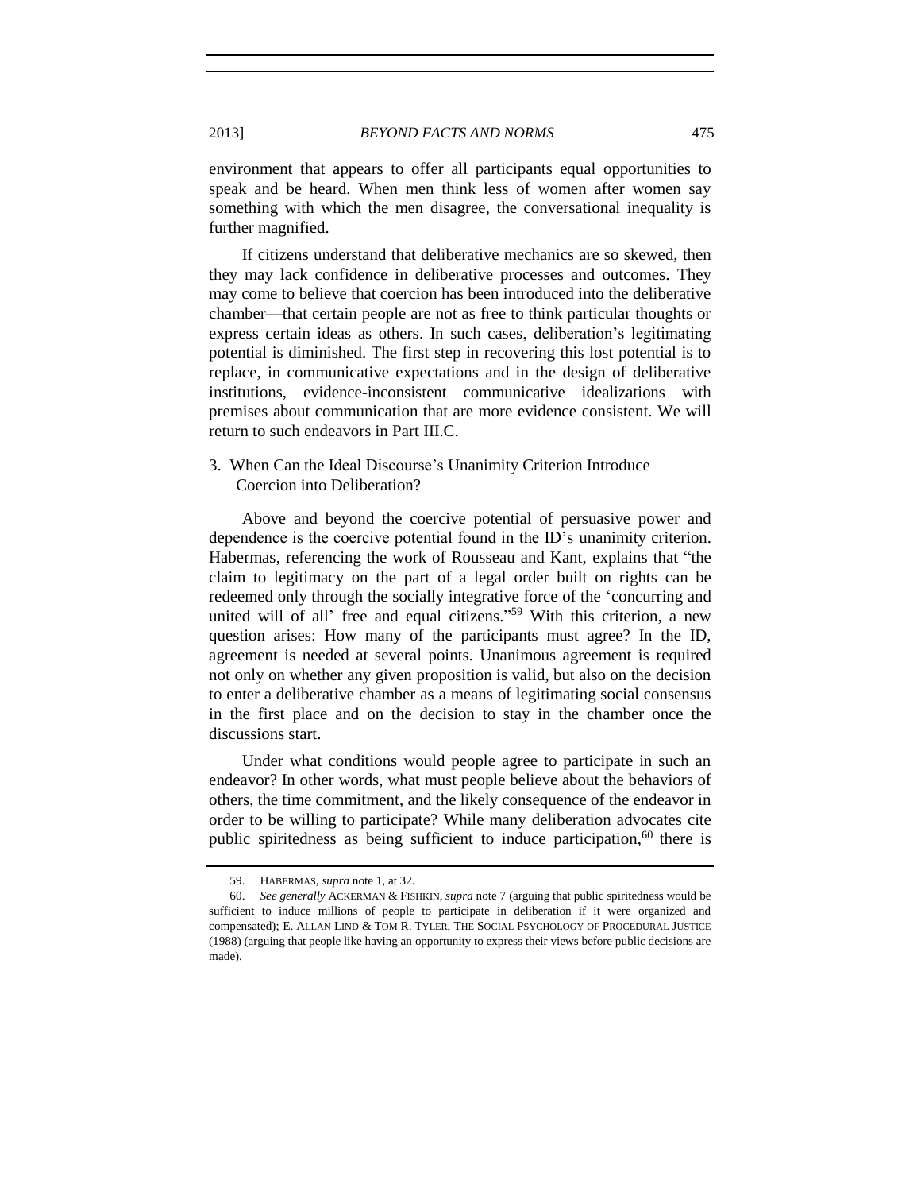environment that appears to offer all participants equal opportunities to speak and be heard. When men think less of women after women say something with which the men disagree, the conversational inequality is further magnified.

If citizens understand that deliberative mechanics are so skewed, then they may lack confidence in deliberative processes and outcomes. They may come to believe that coercion has been introduced into the deliberative chamber—that certain people are not as free to think particular thoughts or express certain ideas as others. In such cases, deliberation's legitimating potential is diminished. The first step in recovering this lost potential is to replace, in communicative expectations and in the design of deliberative institutions, evidence-inconsistent communicative idealizations with premises about communication that are more evidence consistent. We will return to such endeavors in Part III.C.

### 3. When Can the Ideal Discourse's Unanimity Criterion Introduce Coercion into Deliberation?

Above and beyond the coercive potential of persuasive power and dependence is the coercive potential found in the ID's unanimity criterion. Habermas, referencing the work of Rousseau and Kant, explains that "the claim to legitimacy on the part of a legal order built on rights can be redeemed only through the socially integrative force of the 'concurring and united will of all' free and equal citizens."[59] With this criterion, a new question arises: How many of the participants must agree? In the ID, agreement is needed at several points. Unanimous agreement is required not only on whether any given proposition is valid, but also on the decision to enter a deliberative chamber as a means of legitimating social consensus in the first place and on the decision to stay in the chamber once the discussions start.

Under what conditions would people agree to participate in such an endeavor? In other words, what must people believe about the behaviors of others, the time commitment, and the likely consequence of the endeavor in order to be willing to participate? While many deliberation advocates cite public spiritedness as being sufficient to induce participation,[60] there is

---

59. HABERMAS, *supra* note 1, at 32.

60. *See generally* ACKERMAN & FISHKIN, *supra* note 7 (arguing that public spiritedness would be sufficient to induce millions of people to participate in deliberation if it were organized and compensated); E. ALLAN LIND & TOM R. TYLER, THE SOCIAL PSYCHOLOGY OF PROCEDURAL JUSTICE (1988) (arguing that people like having an opportunity to express their views before public decisions are made).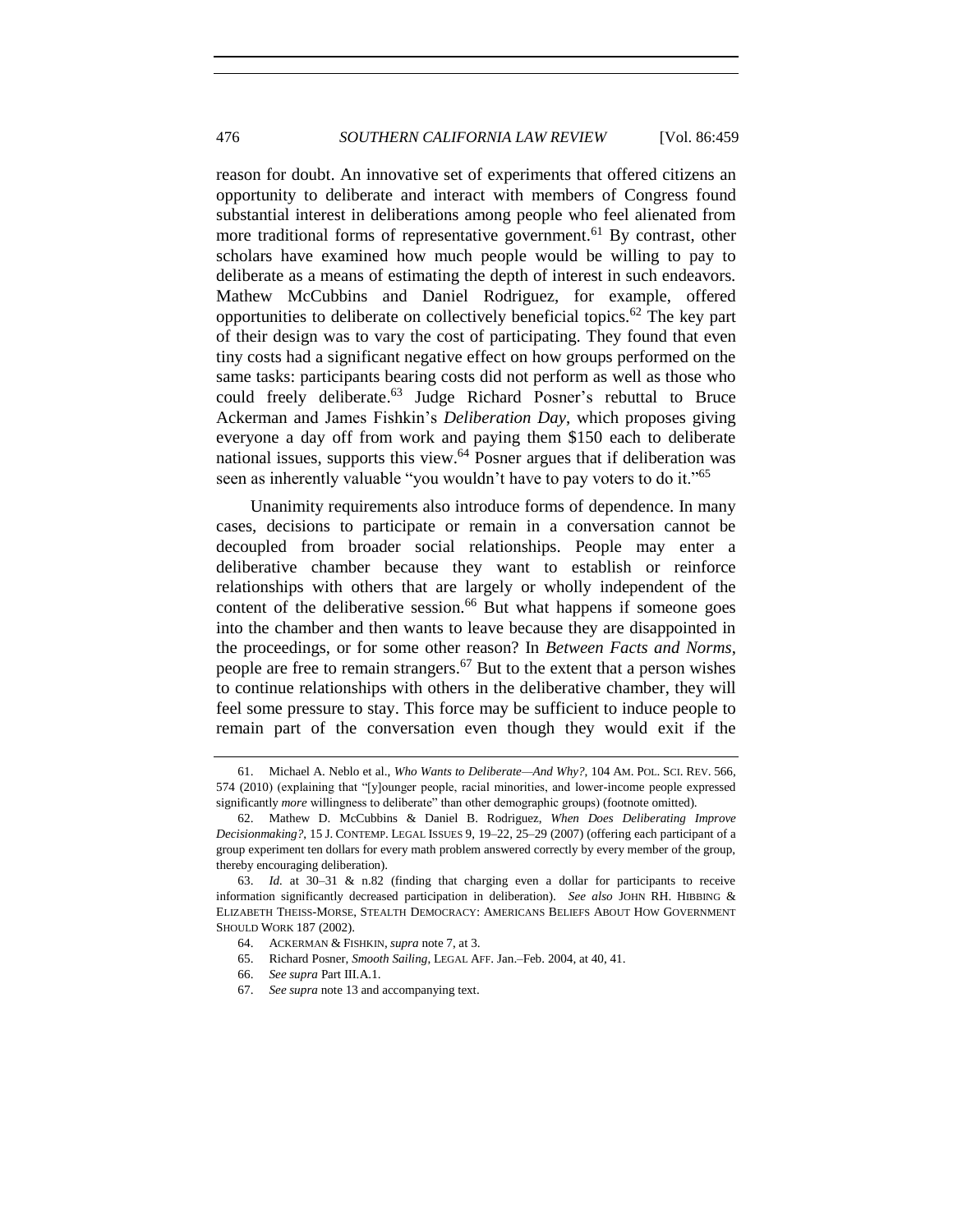reason for doubt. An innovative set of experiments that offered citizens an opportunity to deliberate and interact with members of Congress found substantial interest in deliberations among people who feel alienated from more traditional forms of representative government.[61] By contrast, other scholars have examined how much people would be willing to pay to deliberate as a means of estimating the depth of interest in such endeavors. Mathew McCubbins and Daniel Rodriguez, for example, offered opportunities to deliberate on collectively beneficial topics.[62] The key part of their design was to vary the cost of participating. They found that even tiny costs had a significant negative effect on how groups performed on the same tasks: participants bearing costs did not perform as well as those who could freely deliberate.[63] Judge Richard Posner's rebuttal to Bruce Ackerman and James Fishkin's *Deliberation Day*, which proposes giving everyone a day off from work and paying them $150 each to deliberate national issues, supports this view.[64] Posner argues that if deliberation was seen as inherently valuable "you wouldn't have to pay voters to do it."[65]

Unanimity requirements also introduce forms of dependence. In many cases, decisions to participate or remain in a conversation cannot be decoupled from broader social relationships. People may enter a deliberative chamber because they want to establish or reinforce relationships with others that are largely or wholly independent of the content of the deliberative session.[66] But what happens if someone goes into the chamber and then wants to leave because they are disappointed in the proceedings, or for some other reason? In *Between Facts and Norms*, people are free to remain strangers.[67] But to the extent that a person wishes to continue relationships with others in the deliberative chamber, they will feel some pressure to stay. This force may be sufficient to induce people to remain part of the conversation even though they would exit if the

---

61. Michael A. Neblo et al., *Who Wants to Deliberate—And Why?*, 104 AM. POL. SCI. REV. 566, 574 (2010) (explaining that "[y]ounger people, racial minorities, and lower-income people expressed significantly *more* willingness to deliberate" than other demographic groups) (footnote omitted).

62. Mathew D. McCubbins & Daniel B. Rodriguez, *When Does Deliberating Improve Decisionmaking?*, 15 J. CONTEMP. LEGAL ISSUES 9, 19–22, 25–29 (2007) (offering each participant of a group experiment ten dollars for every math problem answered correctly by every member of the group, thereby encouraging deliberation).

63. *Id.* at 30–31 & n.82 (finding that charging even a dollar for participants to receive information significantly decreased participation in deliberation). *See also* JOHN RH. HIBBING & ELIZABETH THEISS-MORSE, STEALTH DEMOCRACY: AMERICANS BELIEFS ABOUT HOW GOVERNMENT SHOULD WORK 187 (2002).

64. ACKERMAN & FISHKIN, *supra* note 7, at 3.

65. Richard Posner, *Smooth Sailing*, LEGAL AFF. Jan.–Feb. 2004, at 40, 41.

66. *See supra* Part III.A.1.

67. *See supra* note 13 and accompanying text.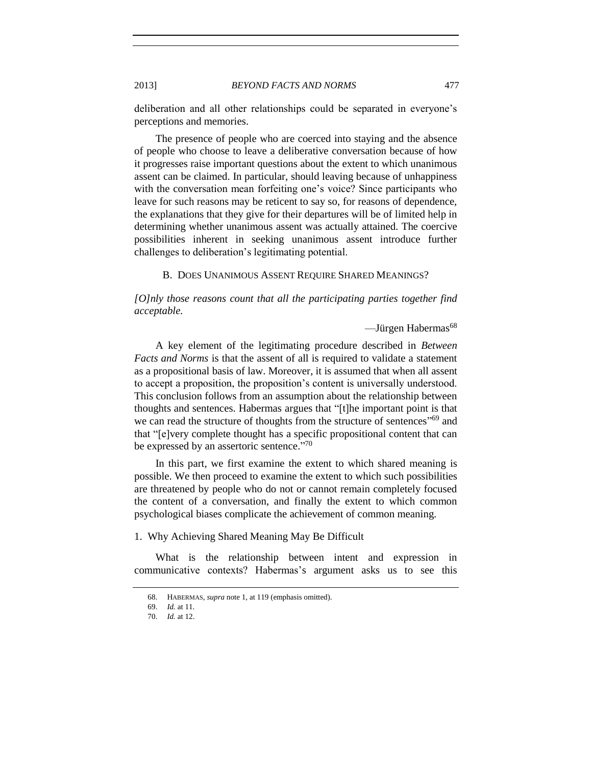deliberation and all other relationships could be separated in everyone's perceptions and memories.

The presence of people who are coerced into staying and the absence of people who choose to leave a deliberative conversation because of how it progresses raise important questions about the extent to which unanimous assent can be claimed. In particular, should leaving because of unhappiness with the conversation mean forfeiting one's voice? Since participants who leave for such reasons may be reticent to say so, for reasons of dependence, the explanations that they give for their departures will be of limited help in determining whether unanimous assent was actually attained. The coercive possibilities inherent in seeking unanimous assent introduce further challenges to deliberation's legitimating potential.

### B. Does Unanimous Assent Require Shared Meanings?

*[O]nly those reasons count that all the participating parties together find acceptable.*

—Jürgen Habermas[68]

A key element of the legitimating procedure described in *Between Facts and Norms* is that the assent of all is required to validate a statement as a propositional basis of law. Moreover, it is assumed that when all assent to accept a proposition, the proposition's content is universally understood. This conclusion follows from an assumption about the relationship between thoughts and sentences. Habermas argues that "[t]he important point is that we can read the structure of thoughts from the structure of sentences"[69] and that "[e]very complete thought has a specific propositional content that can be expressed by an assertoric sentence."[70]

In this part, we first examine the extent to which shared meaning is possible. We then proceed to examine the extent to which such possibilities are threatened by people who do not or cannot remain completely focused the content of a conversation, and finally the extent to which common psychological biases complicate the achievement of common meaning.

#### 1. Why Achieving Shared Meaning May Be Difficult

What is the relationship between intent and expression in communicative contexts? Habermas's argument asks us to see this

---

68. HABERMAS, *supra* note 1, at 119 (emphasis omitted).

69. *Id.* at 11.

70. *Id.* at 12.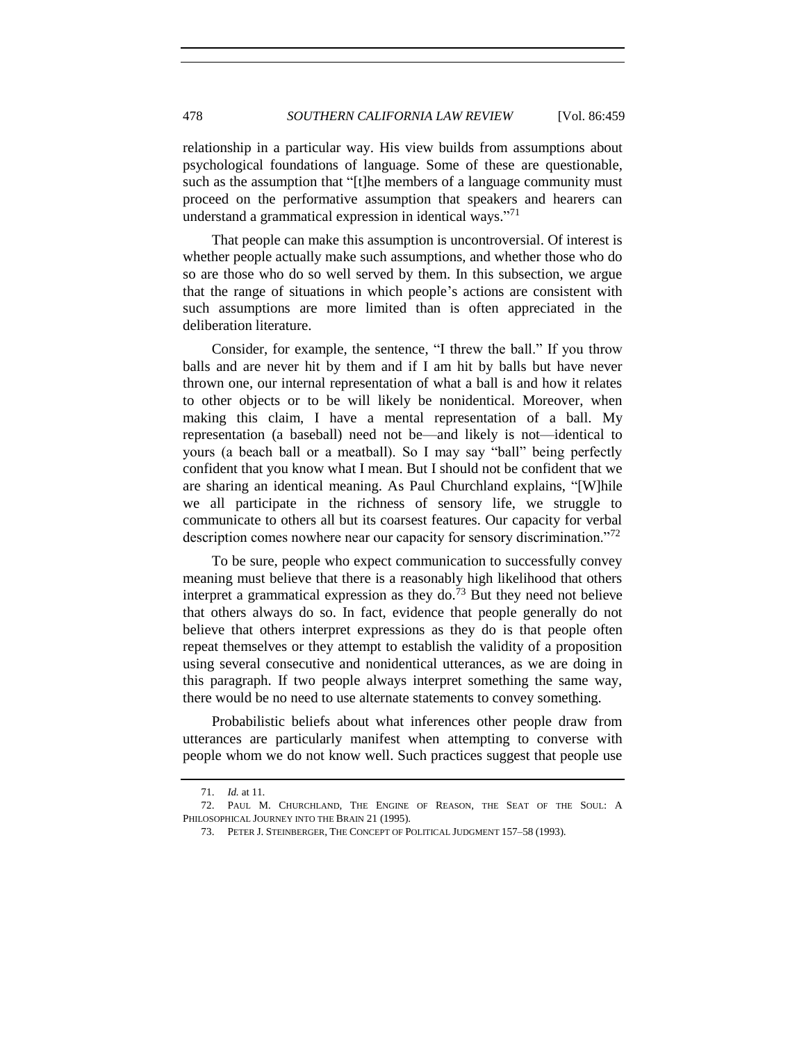relationship in a particular way. His view builds from assumptions about psychological foundations of language. Some of these are questionable, such as the assumption that "[t]he members of a language community must proceed on the performative assumption that speakers and hearers can understand a grammatical expression in identical ways."[71]

That people can make this assumption is uncontroversial. Of interest is whether people actually make such assumptions, and whether those who do so are those who do so well served by them. In this subsection, we argue that the range of situations in which people's actions are consistent with such assumptions are more limited than is often appreciated in the deliberation literature.

Consider, for example, the sentence, "I threw the ball." If you throw balls and are never hit by them and if I am hit by balls but have never thrown one, our internal representation of what a ball is and how it relates to other objects or to be will likely be nonidentical. Moreover, when making this claim, I have a mental representation of a ball. My representation (a baseball) need not be—and likely is not—identical to yours (a beach ball or a meatball). So I may say "ball" being perfectly confident that you know what I mean. But I should not be confident that we are sharing an identical meaning. As Paul Churchland explains, "[W]hile we all participate in the richness of sensory life, we struggle to communicate to others all but its coarsest features. Our capacity for verbal description comes nowhere near our capacity for sensory discrimination."[72]

To be sure, people who expect communication to successfully convey meaning must believe that there is a reasonably high likelihood that others interpret a grammatical expression as they do.[73] But they need not believe that others always do so. In fact, evidence that people generally do not believe that others interpret expressions as they do is that people often repeat themselves or they attempt to establish the validity of a proposition using several consecutive and nonidentical utterances, as we are doing in this paragraph. If two people always interpret something the same way, there would be no need to use alternate statements to convey something.

Probabilistic beliefs about what inferences other people draw from utterances are particularly manifest when attempting to converse with people whom we do not know well. Such practices suggest that people use

---

71. *Id.* at 11.

72. PAUL M. CHURCHLAND, THE ENGINE OF REASON, THE SEAT OF THE SOUL: A PHILOSOPHICAL JOURNEY INTO THE BRAIN 21 (1995).

73. PETER J. STEINBERGER, THE CONCEPT OF POLITICAL JUDGMENT 157–58 (1993).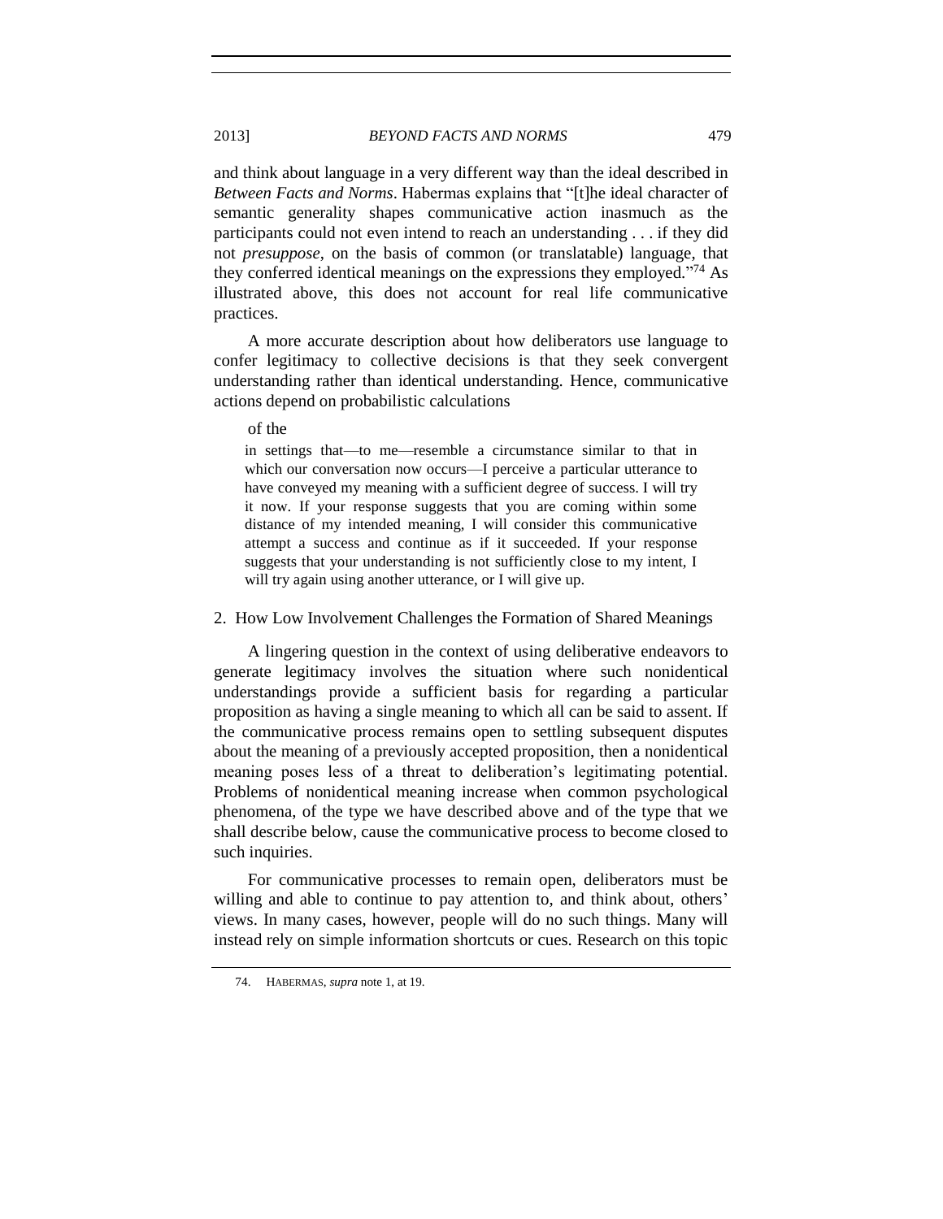and think about language in a very different way than the ideal described in *Between Facts and Norms*. Habermas explains that "[t]he ideal character of semantic generality shapes communicative action inasmuch as the participants could not even intend to reach an understanding . . . if they did not *presuppose*, on the basis of common (or translatable) language, that they conferred identical meanings on the expressions they employed."[74] As illustrated above, this does not account for real life communicative practices.

A more accurate description about how deliberators use language to confer legitimacy to collective decisions is that they seek convergent understanding rather than identical understanding. Hence, communicative actions depend on probabilistic calculations

of the

> in settings that—to me—resemble a circumstance similar to that in which our conversation now occurs—I perceive a particular utterance to have conveyed my meaning with a sufficient degree of success. I will try it now. If your response suggests that you are coming within some distance of my intended meaning, I will consider this communicative attempt a success and continue as if it succeeded. If your response suggests that your understanding is not sufficiently close to my intent, I will try again using another utterance, or I will give up.

### 2. How Low Involvement Challenges the Formation of Shared Meanings

A lingering question in the context of using deliberative endeavors to generate legitimacy involves the situation where such nonidentical understandings provide a sufficient basis for regarding a particular proposition as having a single meaning to which all can be said to assent. If the communicative process remains open to settling subsequent disputes about the meaning of a previously accepted proposition, then a nonidentical meaning poses less of a threat to deliberation's legitimating potential. Problems of nonidentical meaning increase when common psychological phenomena, of the type we have described above and of the type that we shall describe below, cause the communicative process to become closed to such inquiries.

For communicative processes to remain open, deliberators must be willing and able to continue to pay attention to, and think about, others' views. In many cases, however, people will do no such things. Many will instead rely on simple information shortcuts or cues. Research on this topic

74. HABERMAS, *supra* note 1, at 19.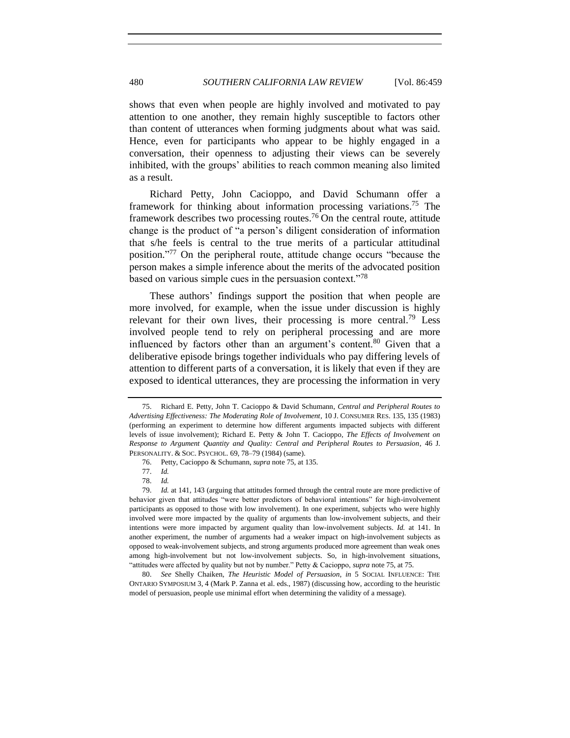shows that even when people are highly involved and motivated to pay attention to one another, they remain highly susceptible to factors other than content of utterances when forming judgments about what was said. Hence, even for participants who appear to be highly engaged in a conversation, their openness to adjusting their views can be severely inhibited, with the groups' abilities to reach common meaning also limited as a result.

Richard Petty, John Cacioppo, and David Schumann offer a framework for thinking about information processing variations.[75] The framework describes two processing routes.[76] On the central route, attitude change is the product of "a person's diligent consideration of information that s/he feels is central to the true merits of a particular attitudinal position."[77] On the peripheral route, attitude change occurs "because the person makes a simple inference about the merits of the advocated position based on various simple cues in the persuasion context."[78]

These authors' findings support the position that when people are more involved, for example, when the issue under discussion is highly relevant for their own lives, their processing is more central.[79] Less involved people tend to rely on peripheral processing and are more influenced by factors other than an argument's content.[80] Given that a deliberative episode brings together individuals who pay differing levels of attention to different parts of a conversation, it is likely that even if they are exposed to identical utterances, they are processing the information in very

---

75. Richard E. Petty, John T. Cacioppo & David Schumann, *Central and Peripheral Routes to Advertising Effectiveness: The Moderating Role of Involvement*, 10 J. CONSUMER RES. 135, 135 (1983) (performing an experiment to determine how different arguments impacted subjects with different levels of issue involvement); Richard E. Petty & John T. Cacioppo, *The Effects of Involvement on Response to Argument Quantity and Quality: Central and Peripheral Routes to Persuasion*, 46 J. PERSONALITY. & SOC. PSYCHOL. 69, 78–79 (1984) (same).

76. Petty, Cacioppo & Schumann, *supra* note 75, at 135.

77. *Id.*

78. *Id.*

79. *Id.* at 141, 143 (arguing that attitudes formed through the central route are more predictive of behavior given that attitudes "were better predictors of behavioral intentions" for high-involvement participants as opposed to those with low involvement). In one experiment, subjects who were highly involved were more impacted by the quality of arguments than low-involvement subjects, and their intentions were more impacted by argument quality than low-involvement subjects. *Id.* at 141. In another experiment, the number of arguments had a weaker impact on high-involvement subjects as opposed to weak-involvement subjects, and strong arguments produced more agreement than weak ones among high-involvement but not low-involvement subjects. So, in high-involvement situations, "attitudes were affected by quality but not by number." Petty & Cacioppo, *supra* note 75, at 75.

80. *See* Shelly Chaiken, *The Heuristic Model of Persuasion*, *in* 5 SOCIAL INFLUENCE: THE ONTARIO SYMPOSIUM 3, 4 (Mark P. Zanna et al. eds., 1987) (discussing how, according to the heuristic model of persuasion, people use minimal effort when determining the validity of a message).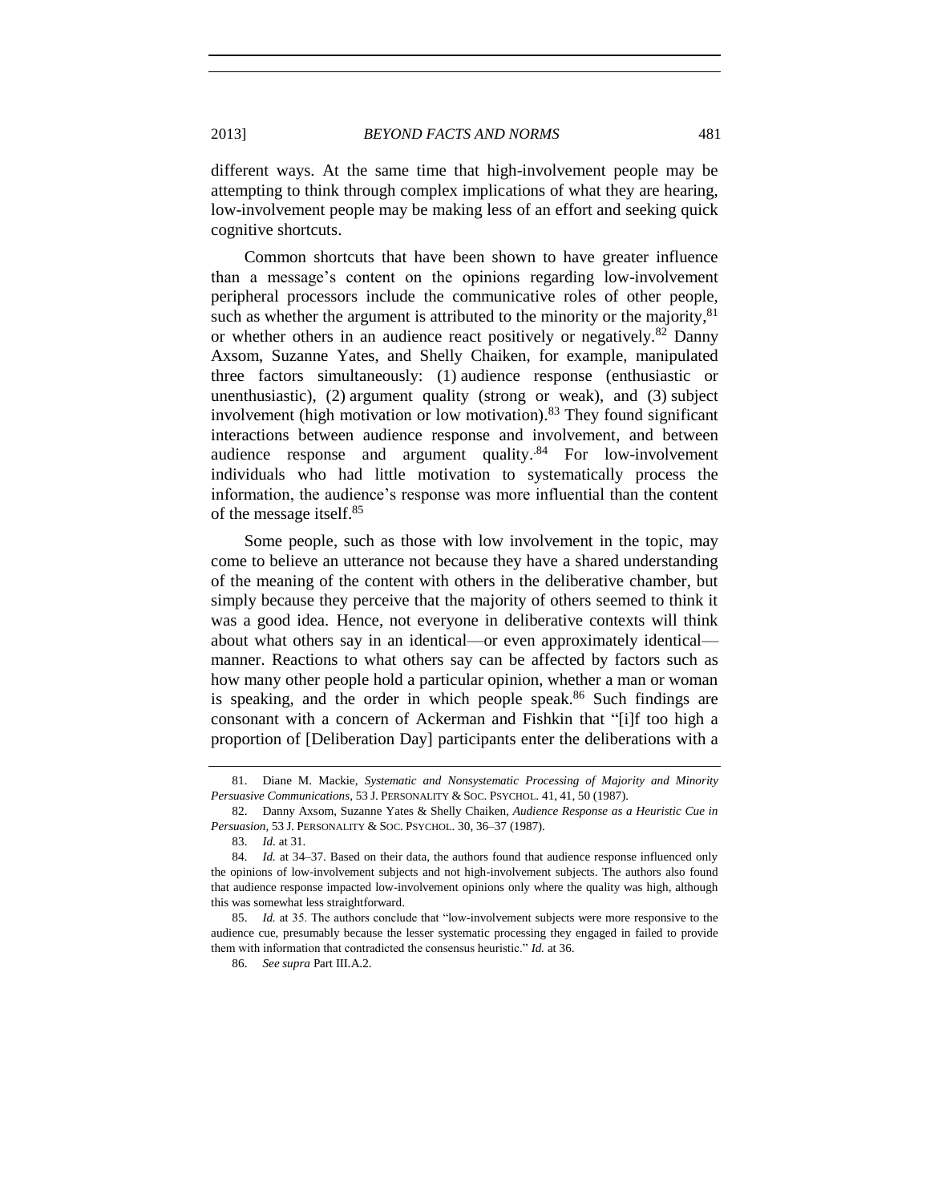different ways. At the same time that high-involvement people may be attempting to think through complex implications of what they are hearing, low-involvement people may be making less of an effort and seeking quick cognitive shortcuts.

Common shortcuts that have been shown to have greater influence than a message's content on the opinions regarding low-involvement peripheral processors include the communicative roles of other people, such as whether the argument is attributed to the minority or the majority,[81] or whether others in an audience react positively or negatively.[82] Danny Axsom, Suzanne Yates, and Shelly Chaiken, for example, manipulated three factors simultaneously: (1) audience response (enthusiastic or unenthusiastic), (2) argument quality (strong or weak), and (3) subject involvement (high motivation or low motivation).[83] They found significant interactions between audience response and involvement, and between audience response and argument quality.[84] For low-involvement individuals who had little motivation to systematically process the information, the audience's response was more influential than the content of the message itself.[85]

Some people, such as those with low involvement in the topic, may come to believe an utterance not because they have a shared understanding of the meaning of the content with others in the deliberative chamber, but simply because they perceive that the majority of others seemed to think it was a good idea. Hence, not everyone in deliberative contexts will think about what others say in an identical—or even approximately identical—manner. Reactions to what others say can be affected by factors such as how many other people hold a particular opinion, whether a man or woman is speaking, and the order in which people speak.[86] Such findings are consonant with a concern of Ackerman and Fishkin that "[i]f too high a proportion of [Deliberation Day] participants enter the deliberations with a

---

81. Diane M. Mackie, *Systematic and Nonsystematic Processing of Majority and Minority Persuasive Communications*, 53 J. PERSONALITY & SOC. PSYCHOL. 41, 41, 50 (1987).

82. Danny Axsom, Suzanne Yates & Shelly Chaiken, *Audience Response as a Heuristic Cue in Persuasion*, 53 J. PERSONALITY & SOC. PSYCHOL. 30, 36–37 (1987).

83. *Id.* at 31.

84. *Id.* at 34–37. Based on their data, the authors found that audience response influenced only the opinions of low-involvement subjects and not high-involvement subjects. The authors also found that audience response impacted low-involvement opinions only where the quality was high, although this was somewhat less straightforward.

85. *Id.* at 35. The authors conclude that "low-involvement subjects were more responsive to the audience cue, presumably because the lesser systematic processing they engaged in failed to provide them with information that contradicted the consensus heuristic." *Id.* at 36.

86. *See supra* Part III.A.2.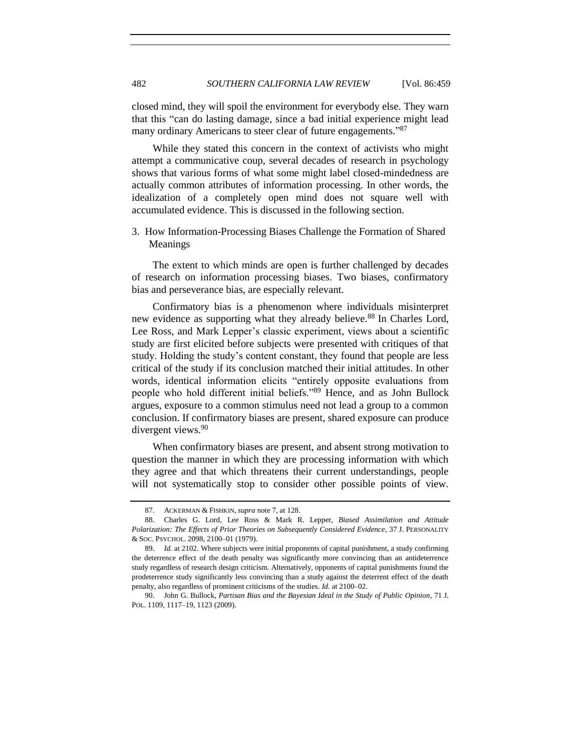closed mind, they will spoil the environment for everybody else. They warn that this "can do lasting damage, since a bad initial experience might lead many ordinary Americans to steer clear of future engagements."[87]

While they stated this concern in the context of activists who might attempt a communicative coup, several decades of research in psychology shows that various forms of what some might label closed-mindedness are actually common attributes of information processing. In other words, the idealization of a completely open mind does not square well with accumulated evidence. This is discussed in the following section.

### 3. How Information-Processing Biases Challenge the Formation of Shared Meanings

The extent to which minds are open is further challenged by decades of research on information processing biases. Two biases, confirmatory bias and perseverance bias, are especially relevant.

Confirmatory bias is a phenomenon where individuals misinterpret new evidence as supporting what they already believe.[88] In Charles Lord, Lee Ross, and Mark Lepper's classic experiment, views about a scientific study are first elicited before subjects were presented with critiques of that study. Holding the study's content constant, they found that people are less critical of the study if its conclusion matched their initial attitudes. In other words, identical information elicits "entirely opposite evaluations from people who hold different initial beliefs."[89] Hence, and as John Bullock argues, exposure to a common stimulus need not lead a group to a common conclusion. If confirmatory biases are present, shared exposure can produce divergent views.[90]

When confirmatory biases are present, and absent strong motivation to question the manner in which they are processing information with which they agree and that which threatens their current understandings, people will not systematically stop to consider other possible points of view.

---

87. ACKERMAN & FISHKIN, *supra* note 7, at 128.

88. Charles G. Lord, Lee Ross & Mark R. Lepper, *Biased Assimilation and Attitude Polarization: The Effects of Prior Theories on Subsequently Considered Evidence*, 37 J. PERSONALITY & SOC. PSYCHOL. 2098, 2100–01 (1979).

89. *Id.* at 2102. Where subjects were initial proponents of capital punishment, a study confirming the deterrence effect of the death penalty was significantly more convincing than an antideterrence study regardless of research design criticism. Alternatively, opponents of capital punishments found the prodeterrence study significantly less convincing than a study against the deterrent effect of the death penalty, also regardless of prominent criticisms of the studies. *Id.* at 2100–02.

90. John G. Bullock, *Partisan Bias and the Bayesian Ideal in the Study of Public Opinion*, 71 J. POL. 1109, 1117–19, 1123 (2009).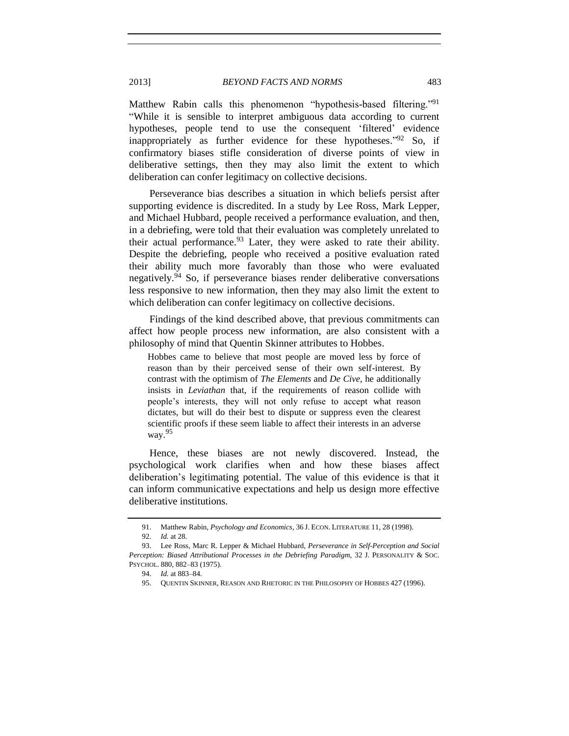Matthew Rabin calls this phenomenon "hypothesis-based filtering."[91] "While it is sensible to interpret ambiguous data according to current hypotheses, people tend to use the consequent 'filtered' evidence inappropriately as further evidence for these hypotheses."[92] So, if confirmatory biases stifle consideration of diverse points of view in deliberative settings, then they may also limit the extent to which deliberation can confer legitimacy on collective decisions.

Perseverance bias describes a situation in which beliefs persist after supporting evidence is discredited. In a study by Lee Ross, Mark Lepper, and Michael Hubbard, people received a performance evaluation, and then, in a debriefing, were told that their evaluation was completely unrelated to their actual performance.[93] Later, they were asked to rate their ability. Despite the debriefing, people who received a positive evaluation rated their ability much more favorably than those who were evaluated negatively.[94] So, if perseverance biases render deliberative conversations less responsive to new information, then they may also limit the extent to which deliberation can confer legitimacy on collective decisions.

Findings of the kind described above, that previous commitments can affect how people process new information, are also consistent with a philosophy of mind that Quentin Skinner attributes to Hobbes.

> Hobbes came to believe that most people are moved less by force of reason than by their perceived sense of their own self-interest. By contrast with the optimism of *The Elements* and *De Cive*, he additionally insists in *Leviathan* that, if the requirements of reason collide with people's interests, they will not only refuse to accept what reason dictates, but will do their best to dispute or suppress even the clearest scientific proofs if these seem liable to affect their interests in an adverse way.[95]

Hence, these biases are not newly discovered. Instead, the psychological work clarifies when and how these biases affect deliberation's legitimating potential. The value of this evidence is that it can inform communicative expectations and help us design more effective deliberative institutions.

---

91. Matthew Rabin, *Psychology and Economics*, 36 J. ECON. LITERATURE 11, 28 (1998).

92. *Id.* at 28.

93. Lee Ross, Marc R. Lepper & Michael Hubbard, *Perseverance in Self-Perception and Social Perception: Biased Attributional Processes in the Debriefing Paradigm*, 32 J. PERSONALITY & SOC. PSYCHOL. 880, 882–83 (1975).

94. *Id.* at 883–84.

95. QUENTIN SKINNER, REASON AND RHETORIC IN THE PHILOSOPHY OF HOBBES 427 (1996).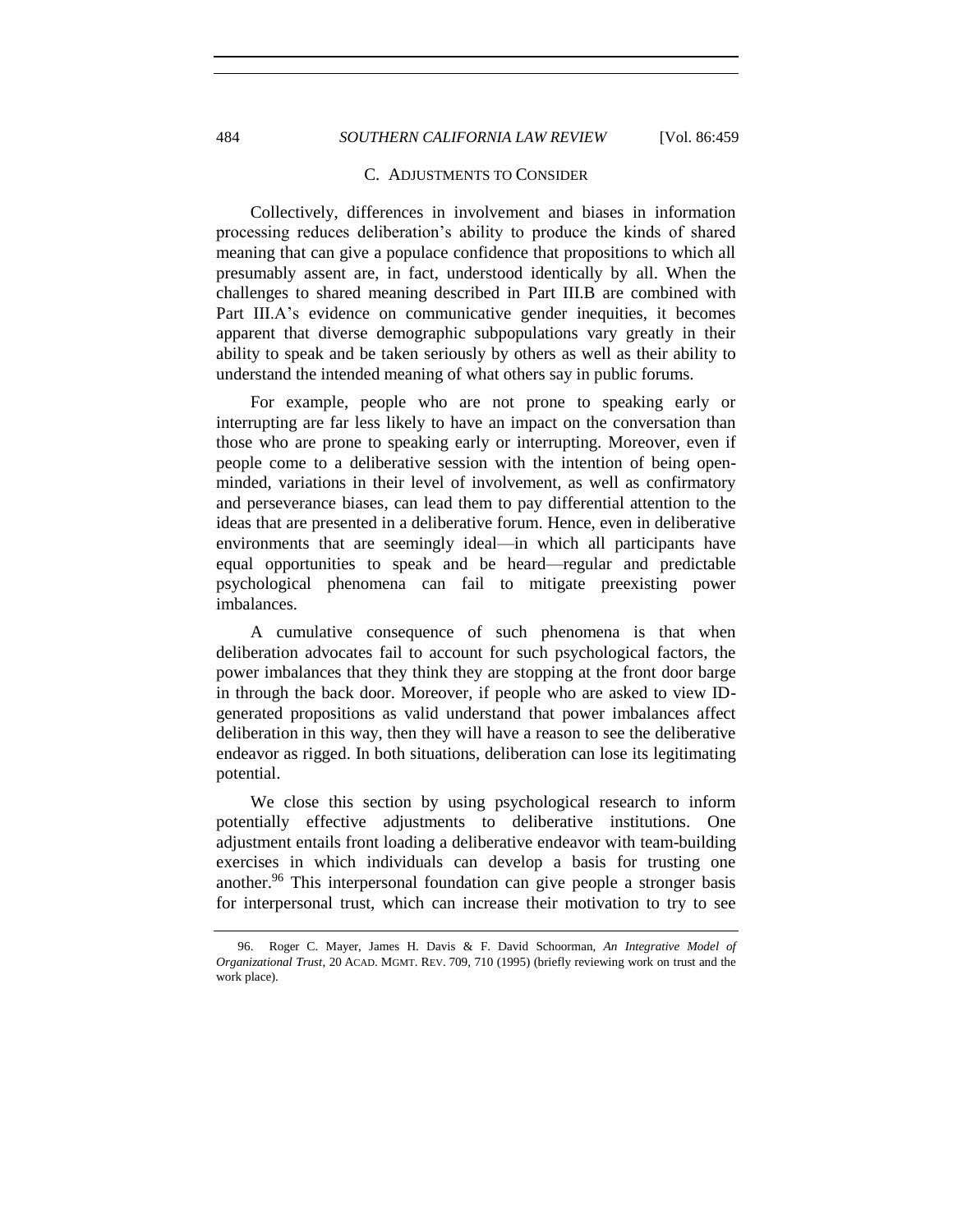### C. ADJUSTMENTS TO CONSIDER

Collectively, differences in involvement and biases in information processing reduces deliberation's ability to produce the kinds of shared meaning that can give a populace confidence that propositions to which all presumably assent are, in fact, understood identically by all. When the challenges to shared meaning described in Part III.B are combined with Part III.A's evidence on communicative gender inequities, it becomes apparent that diverse demographic subpopulations vary greatly in their ability to speak and be taken seriously by others as well as their ability to understand the intended meaning of what others say in public forums.

For example, people who are not prone to speaking early or interrupting are far less likely to have an impact on the conversation than those who are prone to speaking early or interrupting. Moreover, even if people come to a deliberative session with the intention of being open-minded, variations in their level of involvement, as well as confirmatory and perseverance biases, can lead them to pay differential attention to the ideas that are presented in a deliberative forum. Hence, even in deliberative environments that are seemingly ideal—in which all participants have equal opportunities to speak and be heard—regular and predictable psychological phenomena can fail to mitigate preexisting power imbalances.

A cumulative consequence of such phenomena is that when deliberation advocates fail to account for such psychological factors, the power imbalances that they think they are stopping at the front door barge in through the back door. Moreover, if people who are asked to view ID-generated propositions as valid understand that power imbalances affect deliberation in this way, then they will have a reason to see the deliberative endeavor as rigged. In both situations, deliberation can lose its legitimating potential.

We close this section by using psychological research to inform potentially effective adjustments to deliberative institutions. One adjustment entails front loading a deliberative endeavor with team-building exercises in which individuals can develop a basis for trusting one another.[96] This interpersonal foundation can give people a stronger basis for interpersonal trust, which can increase their motivation to try to see

96. Roger C. Mayer, James H. Davis & F. David Schoorman, *An Integrative Model of Organizational Trust*, 20 ACAD. MGMT. REV. 709, 710 (1995) (briefly reviewing work on trust and the work place).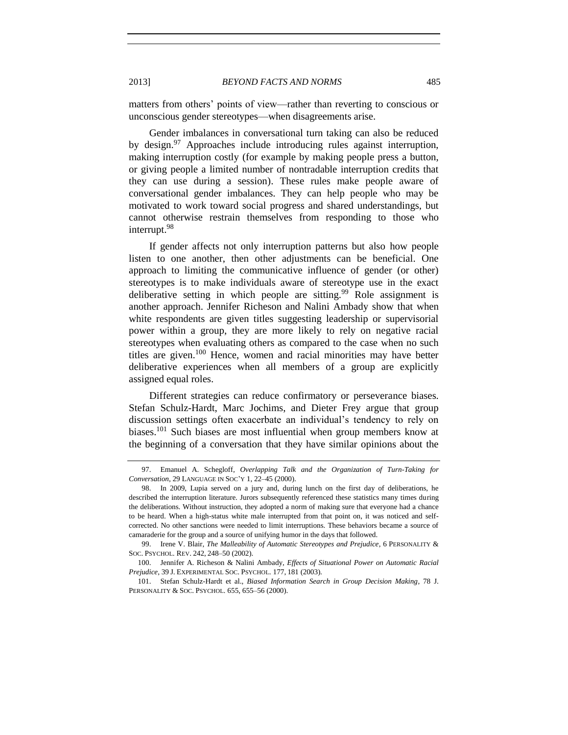matters from others' points of view—rather than reverting to conscious or unconscious gender stereotypes—when disagreements arise.

Gender imbalances in conversational turn taking can also be reduced by design.[97] Approaches include introducing rules against interruption, making interruption costly (for example by making people press a button, or giving people a limited number of nontradable interruption credits that they can use during a session). These rules make people aware of conversational gender imbalances. They can help people who may be motivated to work toward social progress and shared understandings, but cannot otherwise restrain themselves from responding to those who interrupt.[98]

If gender affects not only interruption patterns but also how people listen to one another, then other adjustments can be beneficial. One approach to limiting the communicative influence of gender (or other) stereotypes is to make individuals aware of stereotype use in the exact deliberative setting in which people are sitting.[99] Role assignment is another approach. Jennifer Richeson and Nalini Ambady show that when white respondents are given titles suggesting leadership or supervisorial power within a group, they are more likely to rely on negative racial stereotypes when evaluating others as compared to the case when no such titles are given.[100] Hence, women and racial minorities may have better deliberative experiences when all members of a group are explicitly assigned equal roles.

Different strategies can reduce confirmatory or perseverance biases. Stefan Schulz-Hardt, Marc Jochims, and Dieter Frey argue that group discussion settings often exacerbate an individual's tendency to rely on biases.[101] Such biases are most influential when group members know at the beginning of a conversation that they have similar opinions about the

97. Emanuel A. Schegloff, *Overlapping Talk and the Organization of Turn-Taking for Conversation*, 29 LANGUAGE IN SOC'Y 1, 22–45 (2000).

98. In 2009, Lupia served on a jury and, during lunch on the first day of deliberations, he described the interruption literature. Jurors subsequently referenced these statistics many times during the deliberations. Without instruction, they adopted a norm of making sure that everyone had a chance to be heard. When a high-status white male interrupted from that point on, it was noticed and self-corrected. No other sanctions were needed to limit interruptions. These behaviors became a source of camaraderie for the group and a source of unifying humor in the days that followed.

99. Irene V. Blair, *The Malleability of Automatic Stereotypes and Prejudice*, 6 PERSONALITY & SOC. PSYCHOL. REV. 242, 248–50 (2002).

100. Jennifer A. Richeson & Nalini Ambady, *Effects of Situational Power on Automatic Racial Prejudice*, 39 J. EXPERIMENTAL SOC. PSYCHOL. 177, 181 (2003).

101. Stefan Schulz-Hardt et al., *Biased Information Search in Group Decision Making*, 78 J. PERSONALITY & SOC. PSYCHOL. 655, 655–56 (2000).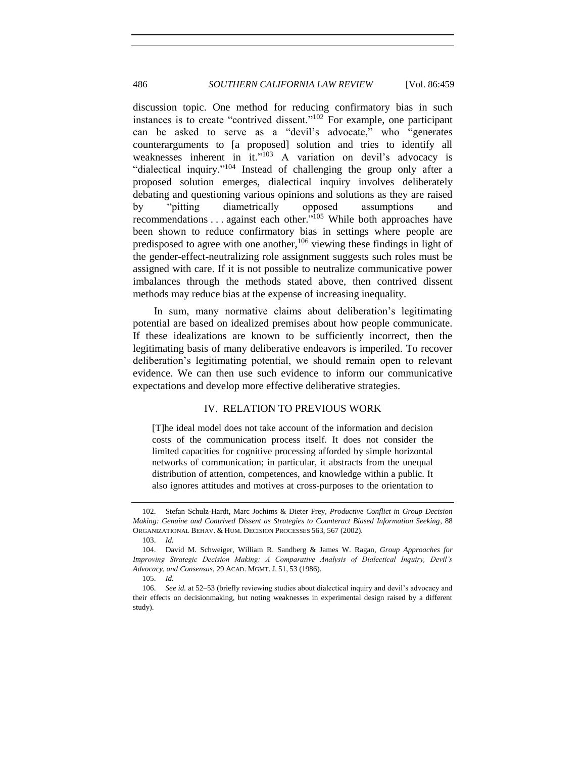discussion topic. One method for reducing confirmatory bias in such instances is to create "contrived dissent."[102] For example, one participant can be asked to serve as a "devil's advocate," who "generates counterarguments to [a proposed] solution and tries to identify all weaknesses inherent in it."[103] A variation on devil's advocacy is "dialectical inquiry."[104] Instead of challenging the group only after a proposed solution emerges, dialectical inquiry involves deliberately debating and questioning various opinions and solutions as they are raised by "pitting diametrically opposed assumptions and recommendations . . . against each other."[105] While both approaches have been shown to reduce confirmatory bias in settings where people are predisposed to agree with one another,[106] viewing these findings in light of the gender-effect-neutralizing role assignment suggests such roles must be assigned with care. If it is not possible to neutralize communicative power imbalances through the methods stated above, then contrived dissent methods may reduce bias at the expense of increasing inequality.

In sum, many normative claims about deliberation's legitimating potential are based on idealized premises about how people communicate. If these idealizations are known to be sufficiently incorrect, then the legitimating basis of many deliberative endeavors is imperiled. To recover deliberation's legitimating potential, we should remain open to relevant evidence. We can then use such evidence to inform our communicative expectations and develop more effective deliberative strategies.

## IV. RELATION TO PREVIOUS WORK

> [T]he ideal model does not take account of the information and decision costs of the communication process itself. It does not consider the limited capacities for cognitive processing afforded by simple horizontal networks of communication; in particular, it abstracts from the unequal distribution of attention, competences, and knowledge within a public. It also ignores attitudes and motives at cross-purposes to the orientation to

---

102. Stefan Schulz-Hardt, Marc Jochims & Dieter Frey, *Productive Conflict in Group Decision Making: Genuine and Contrived Dissent as Strategies to Counteract Biased Information Seeking*, 88 ORGANIZATIONAL BEHAV. & HUM. DECISION PROCESSES 563, 567 (2002).

103. *Id.*

104. David M. Schweiger, William R. Sandberg & James W. Ragan, *Group Approaches for Improving Strategic Decision Making: A Comparative Analysis of Dialectical Inquiry, Devil's Advocacy, and Consensus*, 29 ACAD. MGMT. J. 51, 53 (1986).

105. *Id.*

106. *See id.* at 52–53 (briefly reviewing studies about dialectical inquiry and devil's advocacy and their effects on decisionmaking, but noting weaknesses in experimental design raised by a different study).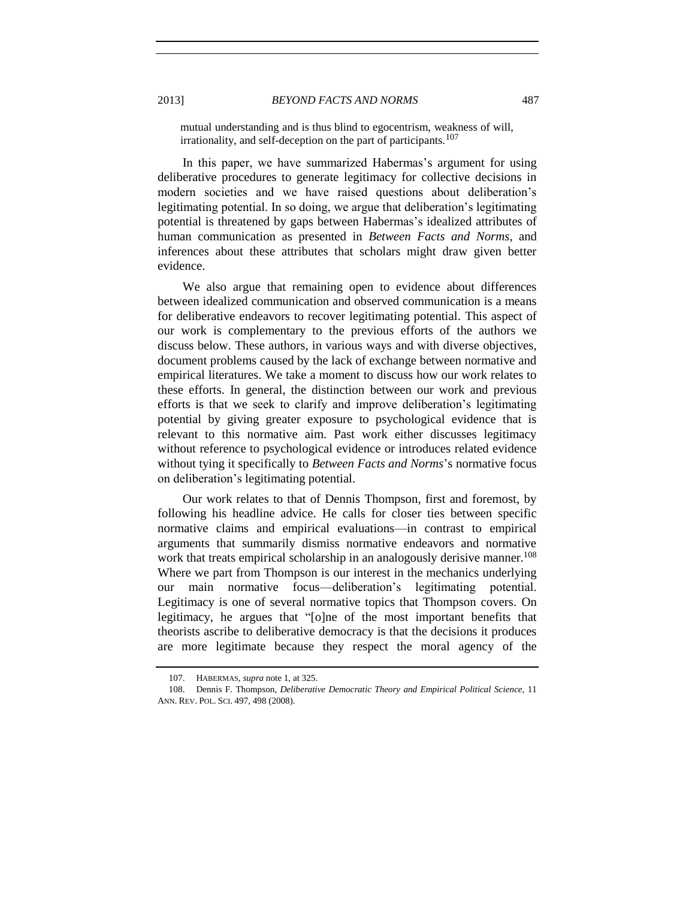mutual understanding and is thus blind to egocentrism, weakness of will, irrationality, and self-deception on the part of participants.[107]

In this paper, we have summarized Habermas's argument for using deliberative procedures to generate legitimacy for collective decisions in modern societies and we have raised questions about deliberation's legitimating potential. In so doing, we argue that deliberation's legitimating potential is threatened by gaps between Habermas's idealized attributes of human communication as presented in *Between Facts and Norms*, and inferences about these attributes that scholars might draw given better evidence.

We also argue that remaining open to evidence about differences between idealized communication and observed communication is a means for deliberative endeavors to recover legitimating potential. This aspect of our work is complementary to the previous efforts of the authors we discuss below. These authors, in various ways and with diverse objectives, document problems caused by the lack of exchange between normative and empirical literatures. We take a moment to discuss how our work relates to these efforts. In general, the distinction between our work and previous efforts is that we seek to clarify and improve deliberation's legitimating potential by giving greater exposure to psychological evidence that is relevant to this normative aim. Past work either discusses legitimacy without reference to psychological evidence or introduces related evidence without tying it specifically to *Between Facts and Norms*'s normative focus on deliberation's legitimating potential.

Our work relates to that of Dennis Thompson, first and foremost, by following his headline advice. He calls for closer ties between specific normative claims and empirical evaluations—in contrast to empirical arguments that summarily dismiss normative endeavors and normative work that treats empirical scholarship in an analogously derisive manner.[108] Where we part from Thompson is our interest in the mechanics underlying our main normative focus—deliberation's legitimating potential. Legitimacy is one of several normative topics that Thompson covers. On legitimacy, he argues that "[o]ne of the most important benefits that theorists ascribe to deliberative democracy is that the decisions it produces are more legitimate because they respect the moral agency of the

---

107. HABERMAS, *supra* note 1, at 325.

108. Dennis F. Thompson, *Deliberative Democratic Theory and Empirical Political Science*, 11 ANN. REV. POL. SCI. 497, 498 (2008).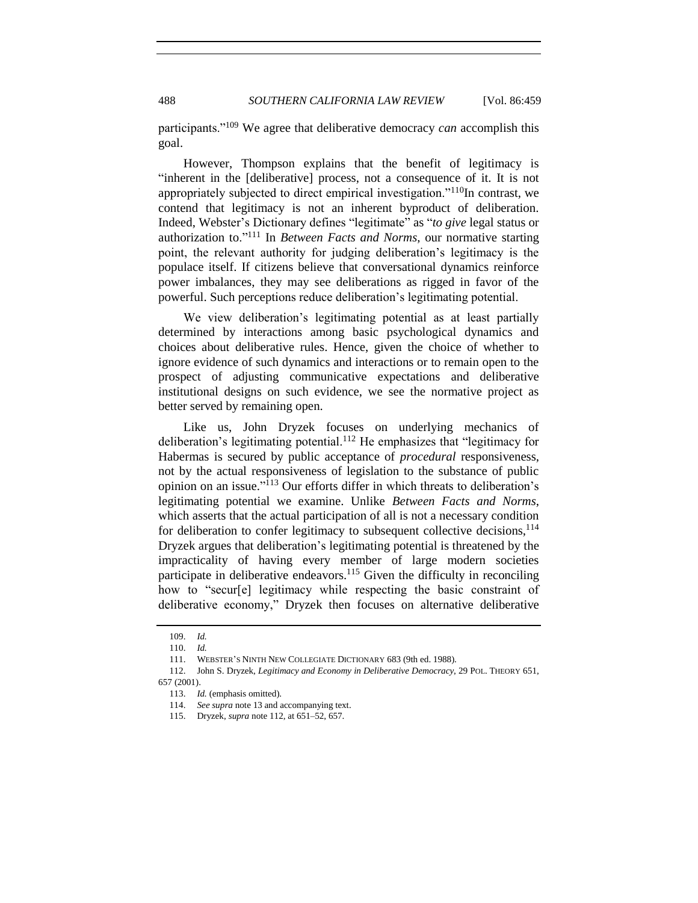participants."[109] We agree that deliberative democracy *can* accomplish this goal.

However, Thompson explains that the benefit of legitimacy is "inherent in the [deliberative] process, not a consequence of it. It is not appropriately subjected to direct empirical investigation."[110]In contrast, we contend that legitimacy is not an inherent byproduct of deliberation. Indeed, Webster's Dictionary defines "legitimate" as "*to give* legal status or authorization to."[111] In *Between Facts and Norms*, our normative starting point, the relevant authority for judging deliberation's legitimacy is the populace itself. If citizens believe that conversational dynamics reinforce power imbalances, they may see deliberations as rigged in favor of the powerful. Such perceptions reduce deliberation's legitimating potential.

We view deliberation's legitimating potential as at least partially determined by interactions among basic psychological dynamics and choices about deliberative rules. Hence, given the choice of whether to ignore evidence of such dynamics and interactions or to remain open to the prospect of adjusting communicative expectations and deliberative institutional designs on such evidence, we see the normative project as better served by remaining open.

Like us, John Dryzek focuses on underlying mechanics of deliberation's legitimating potential.[112] He emphasizes that "legitimacy for Habermas is secured by public acceptance of *procedural* responsiveness, not by the actual responsiveness of legislation to the substance of public opinion on an issue."[113] Our efforts differ in which threats to deliberation's legitimating potential we examine. Unlike *Between Facts and Norms*, which asserts that the actual participation of all is not a necessary condition for deliberation to confer legitimacy to subsequent collective decisions,[114] Dryzek argues that deliberation's legitimating potential is threatened by the impracticality of having every member of large modern societies participate in deliberative endeavors.[115] Given the difficulty in reconciling how to "secur[e] legitimacy while respecting the basic constraint of deliberative economy," Dryzek then focuses on alternative deliberative

---

109. *Id.*

110. *Id.*

111. WEBSTER'S NINTH NEW COLLEGIATE DICTIONARY 683 (9th ed. 1988).

112. John S. Dryzek, *Legitimacy and Economy in Deliberative Democracy*, 29 POL. THEORY 651, 657 (2001).

113. *Id.* (emphasis omitted).

114. *See supra* note 13 and accompanying text.

115. Dryzek, *supra* note 112, at 651–52, 657.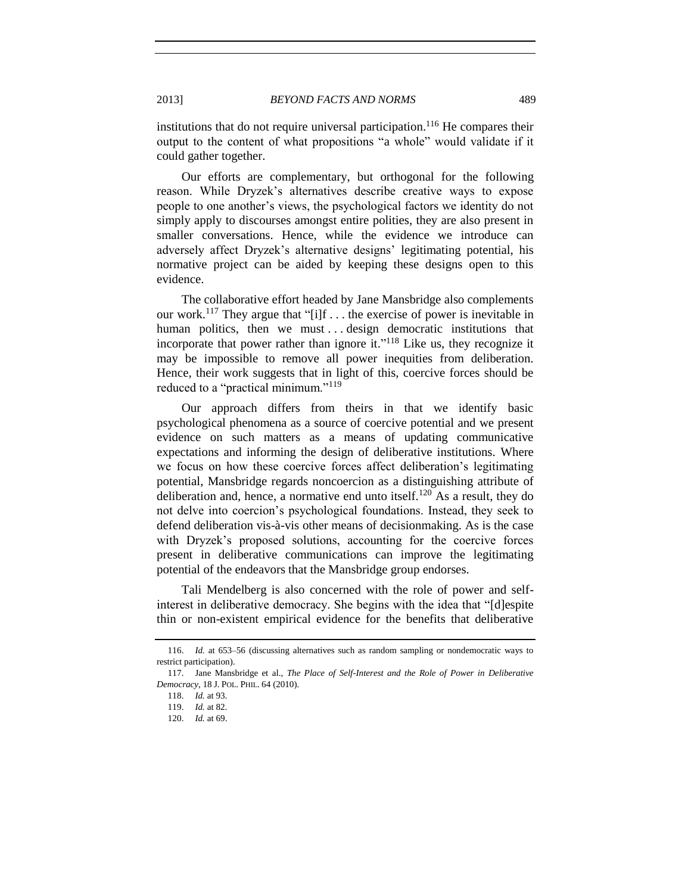institutions that do not require universal participation.[116] He compares their output to the content of what propositions "a whole" would validate if it could gather together.

Our efforts are complementary, but orthogonal for the following reason. While Dryzek's alternatives describe creative ways to expose people to one another's views, the psychological factors we identity do not simply apply to discourses amongst entire polities, they are also present in smaller conversations. Hence, while the evidence we introduce can adversely affect Dryzek's alternative designs' legitimating potential, his normative project can be aided by keeping these designs open to this evidence.

The collaborative effort headed by Jane Mansbridge also complements our work.[117] They argue that "[i]f . . . the exercise of power is inevitable in human politics, then we must . . . design democratic institutions that incorporate that power rather than ignore it."[118] Like us, they recognize it may be impossible to remove all power inequities from deliberation. Hence, their work suggests that in light of this, coercive forces should be reduced to a "practical minimum."[119]

Our approach differs from theirs in that we identify basic psychological phenomena as a source of coercive potential and we present evidence on such matters as a means of updating communicative expectations and informing the design of deliberative institutions. Where we focus on how these coercive forces affect deliberation's legitimating potential, Mansbridge regards noncoercion as a distinguishing attribute of deliberation and, hence, a normative end unto itself.[120] As a result, they do not delve into coercion's psychological foundations. Instead, they seek to defend deliberation vis-à-vis other means of decisionmaking. As is the case with Dryzek's proposed solutions, accounting for the coercive forces present in deliberative communications can improve the legitimating potential of the endeavors that the Mansbridge group endorses.

Tali Mendelberg is also concerned with the role of power and self-interest in deliberative democracy. She begins with the idea that "[d]espite thin or non-existent empirical evidence for the benefits that deliberative

---

116. *Id.* at 653–56 (discussing alternatives such as random sampling or nondemocratic ways to restrict participation).

117. Jane Mansbridge et al., *The Place of Self-Interest and the Role of Power in Deliberative Democracy*, 18 J. POL. PHIL. 64 (2010).

118. *Id.* at 93.

119. *Id.* at 82.

120. *Id.* at 69.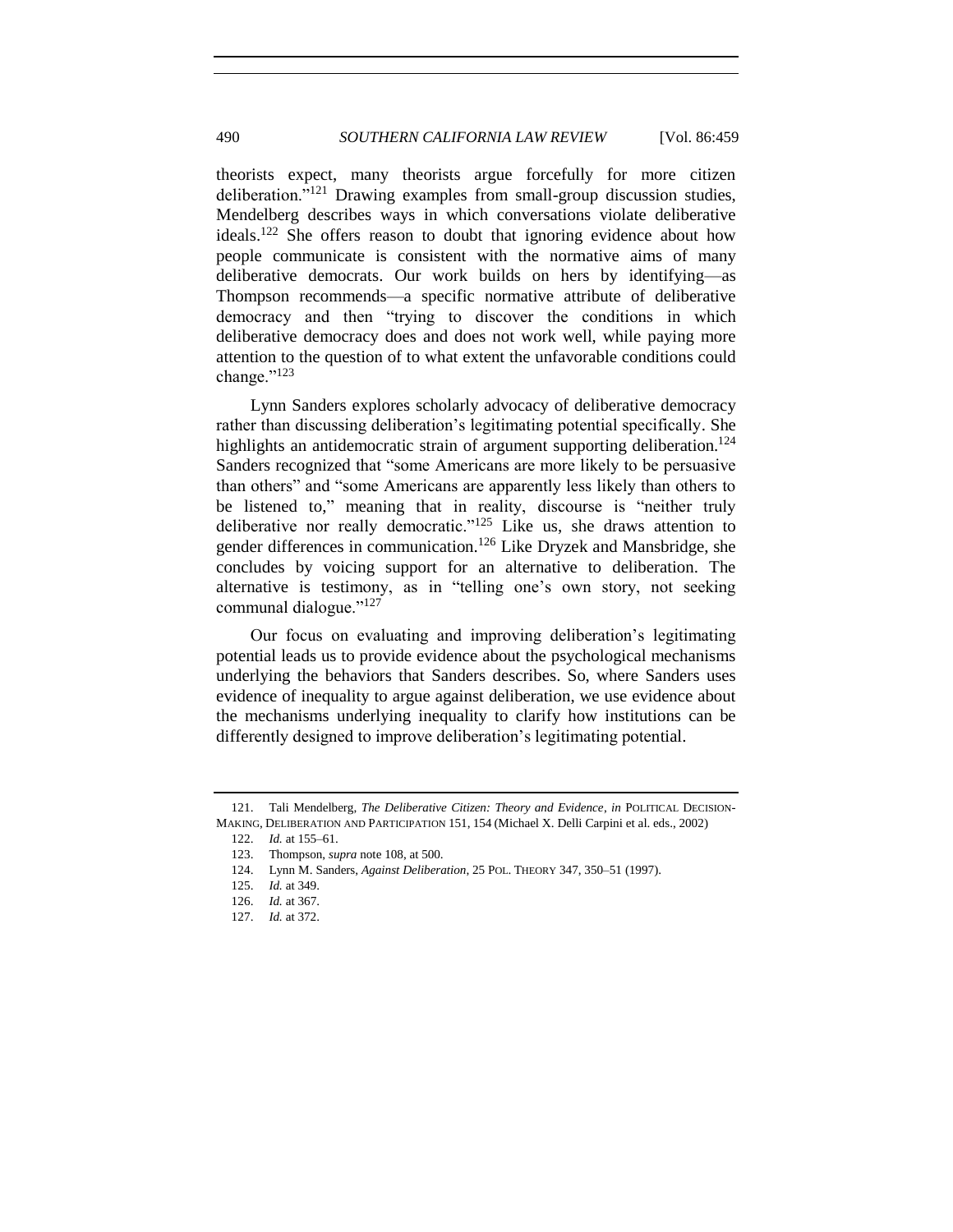theorists expect, many theorists argue forcefully for more citizen deliberation."[121] Drawing examples from small-group discussion studies, Mendelberg describes ways in which conversations violate deliberative ideals.[122] She offers reason to doubt that ignoring evidence about how people communicate is consistent with the normative aims of many deliberative democrats. Our work builds on hers by identifying—as Thompson recommends—a specific normative attribute of deliberative democracy and then "trying to discover the conditions in which deliberative democracy does and does not work well, while paying more attention to the question of to what extent the unfavorable conditions could change."[123]

Lynn Sanders explores scholarly advocacy of deliberative democracy rather than discussing deliberation's legitimating potential specifically. She highlights an antidemocratic strain of argument supporting deliberation.[124] Sanders recognized that "some Americans are more likely to be persuasive than others" and "some Americans are apparently less likely than others to be listened to," meaning that in reality, discourse is "neither truly deliberative nor really democratic."[125] Like us, she draws attention to gender differences in communication.[126] Like Dryzek and Mansbridge, she concludes by voicing support for an alternative to deliberation. The alternative is testimony, as in "telling one's own story, not seeking communal dialogue."[127]

Our focus on evaluating and improving deliberation's legitimating potential leads us to provide evidence about the psychological mechanisms underlying the behaviors that Sanders describes. So, where Sanders uses evidence of inequality to argue against deliberation, we use evidence about the mechanisms underlying inequality to clarify how institutions can be differently designed to improve deliberation's legitimating potential.

---

121. Tali Mendelberg, *The Deliberative Citizen: Theory and Evidence*, *in* POLITICAL DECISION-MAKING, DELIBERATION AND PARTICIPATION 151, 154 (Michael X. Delli Carpini et al. eds., 2002)

122. *Id.* at 155–61.

123. Thompson, *supra* note 108, at 500.

124. Lynn M. Sanders, *Against Deliberation*, 25 POL. THEORY 347, 350–51 (1997).

125. *Id.* at 349.

126. *Id.* at 367.

127. *Id.* at 372.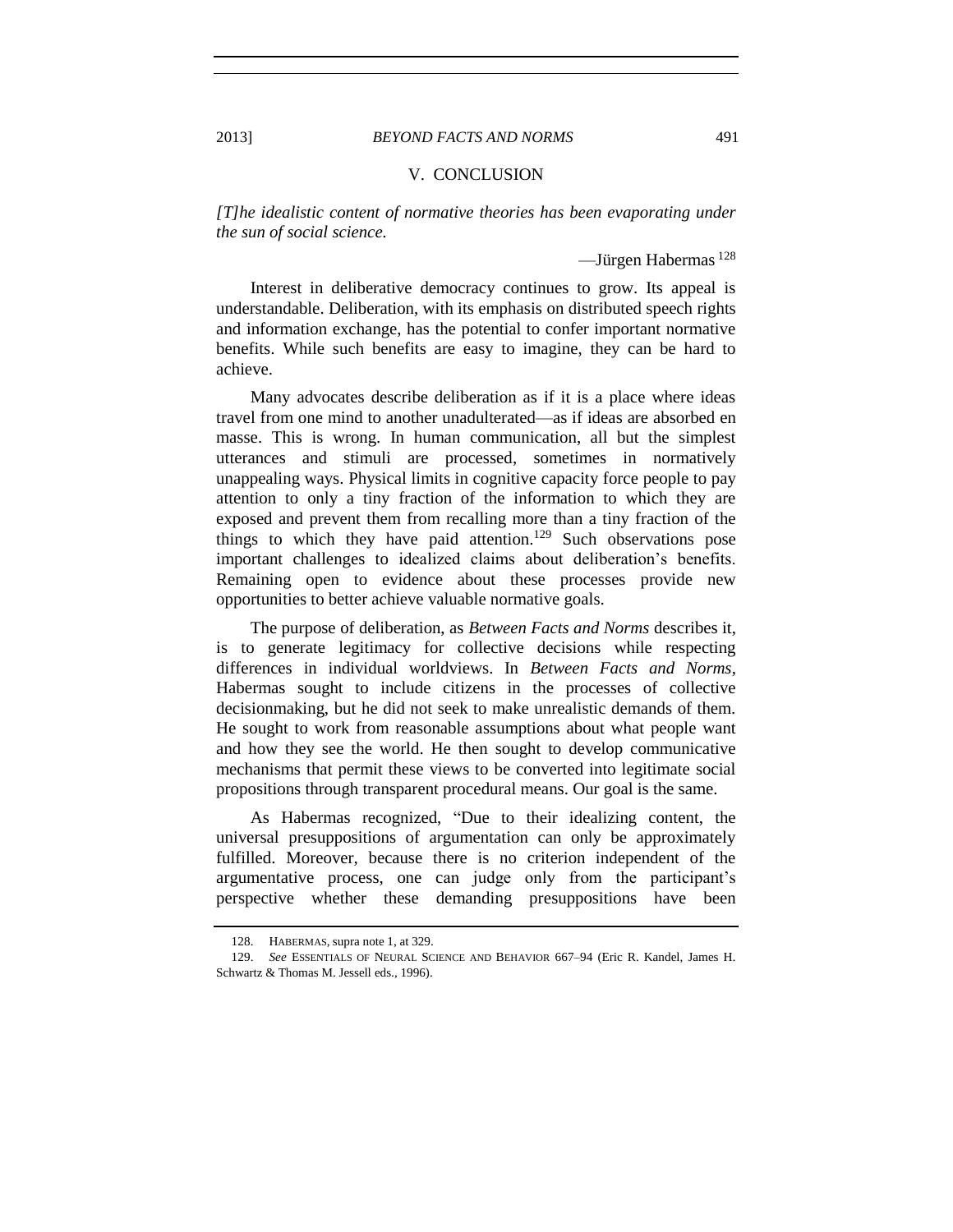## V. CONCLUSION

*[T]he idealistic content of normative theories has been evaporating under the sun of social science.*

—Jürgen Habermas [128]

Interest in deliberative democracy continues to grow. Its appeal is understandable. Deliberation, with its emphasis on distributed speech rights and information exchange, has the potential to confer important normative benefits. While such benefits are easy to imagine, they can be hard to achieve.

Many advocates describe deliberation as if it is a place where ideas travel from one mind to another unadulterated—as if ideas are absorbed en masse. This is wrong. In human communication, all but the simplest utterances and stimuli are processed, sometimes in normatively unappealing ways. Physical limits in cognitive capacity force people to pay attention to only a tiny fraction of the information to which they are exposed and prevent them from recalling more than a tiny fraction of the things to which they have paid attention.[129] Such observations pose important challenges to idealized claims about deliberation's benefits. Remaining open to evidence about these processes provide new opportunities to better achieve valuable normative goals.

The purpose of deliberation, as *Between Facts and Norms* describes it, is to generate legitimacy for collective decisions while respecting differences in individual worldviews. In *Between Facts and Norms*, Habermas sought to include citizens in the processes of collective decisionmaking, but he did not seek to make unrealistic demands of them. He sought to work from reasonable assumptions about what people want and how they see the world. He then sought to develop communicative mechanisms that permit these views to be converted into legitimate social propositions through transparent procedural means. Our goal is the same.

As Habermas recognized, "Due to their idealizing content, the universal presuppositions of argumentation can only be approximately fulfilled. Moreover, because there is no criterion independent of the argumentative process, one can judge only from the participant's perspective whether these demanding presuppositions have been

---

128. HABERMAS, supra note 1, at 329.

129. *See* ESSENTIALS OF NEURAL SCIENCE AND BEHAVIOR 667–94 (Eric R. Kandel, James H. Schwartz & Thomas M. Jessell eds., 1996).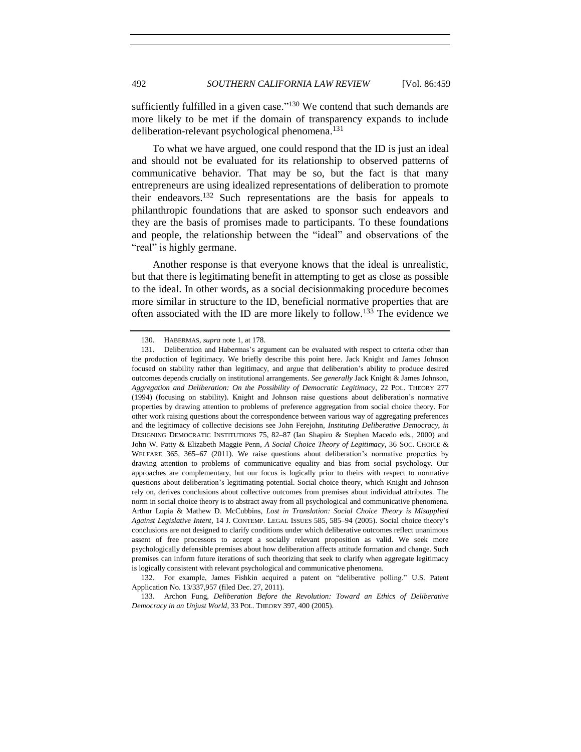sufficiently fulfilled in a given case."[130] We contend that such demands are more likely to be met if the domain of transparency expands to include deliberation-relevant psychological phenomena.[131]

To what we have argued, one could respond that the ID is just an ideal and should not be evaluated for its relationship to observed patterns of communicative behavior. That may be so, but the fact is that many entrepreneurs are using idealized representations of deliberation to promote their endeavors.[132] Such representations are the basis for appeals to philanthropic foundations that are asked to sponsor such endeavors and they are the basis of promises made to participants. To these foundations and people, the relationship between the "ideal" and observations of the "real" is highly germane.

Another response is that everyone knows that the ideal is unrealistic, but that there is legitimating benefit in attempting to get as close as possible to the ideal. In other words, as a social decisionmaking procedure becomes more similar in structure to the ID, beneficial normative properties that are often associated with the ID are more likely to follow.[133] The evidence we

---

130. HABERMAS, *supra* note 1, at 178.

131. Deliberation and Habermas's argument can be evaluated with respect to criteria other than the production of legitimacy. We briefly describe this point here. Jack Knight and James Johnson focused on stability rather than legitimacy, and argue that deliberation's ability to produce desired outcomes depends crucially on institutional arrangements. *See generally* Jack Knight & James Johnson, *Aggregation and Deliberation: On the Possibility of Democratic Legitimacy*, 22 POL. THEORY 277 (1994) (focusing on stability). Knight and Johnson raise questions about deliberation's normative properties by drawing attention to problems of preference aggregation from social choice theory. For other work raising questions about the correspondence between various way of aggregating preferences and the legitimacy of collective decisions see John Ferejohn, *Instituting Deliberative Democracy, in* DESIGNING DEMOCRATIC INSTITUTIONS 75, 82–87 (Ian Shapiro & Stephen Macedo eds., 2000) and John W. Patty & Elizabeth Maggie Penn, *A Social Choice Theory of Legitimacy*, 36 SOC. CHOICE & WELFARE 365, 365–67 (2011). We raise questions about deliberation's normative properties by drawing attention to problems of communicative equality and bias from social psychology. Our approaches are complementary, but our focus is logically prior to theirs with respect to normative questions about deliberation's legitimating potential. Social choice theory, which Knight and Johnson rely on, derives conclusions about collective outcomes from premises about individual attributes. The norm in social choice theory is to abstract away from all psychological and communicative phenomena. Arthur Lupia & Mathew D. McCubbins, *Lost in Translation: Social Choice Theory is Misapplied Against Legislative Intent*, 14 J. CONTEMP. LEGAL ISSUES 585, 585–94 (2005). Social choice theory's conclusions are not designed to clarify conditions under which deliberative outcomes reflect unanimous assent of free processors to accept a socially relevant proposition as valid. We seek more psychologically defensible premises about how deliberation affects attitude formation and change. Such premises can inform future iterations of such theorizing that seek to clarify when aggregate legitimacy is logically consistent with relevant psychological and communicative phenomena.

132. For example, James Fishkin acquired a patent on "deliberative polling." U.S. Patent Application No. 13/337,957 (filed Dec. 27, 2011).

133. Archon Fung, *Deliberation Before the Revolution: Toward an Ethics of Deliberative Democracy in an Unjust World*, 33 POL. THEORY 397, 400 (2005).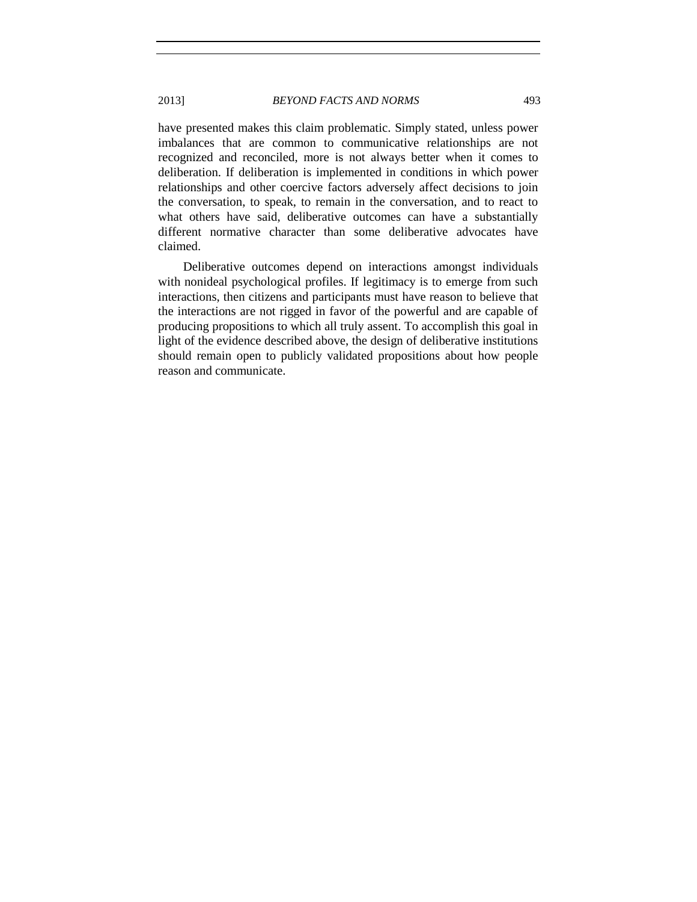have presented makes this claim problematic. Simply stated, unless power imbalances that are common to communicative relationships are not recognized and reconciled, more is not always better when it comes to deliberation. If deliberation is implemented in conditions in which power relationships and other coercive factors adversely affect decisions to join the conversation, to speak, to remain in the conversation, and to react to what others have said, deliberative outcomes can have a substantially different normative character than some deliberative advocates have claimed.

Deliberative outcomes depend on interactions amongst individuals with nonideal psychological profiles. If legitimacy is to emerge from such interactions, then citizens and participants must have reason to believe that the interactions are not rigged in favor of the powerful and are capable of producing propositions to which all truly assent. To accomplish this goal in light of the evidence described above, the design of deliberative institutions should remain open to publicly validated propositions about how people reason and communicate.